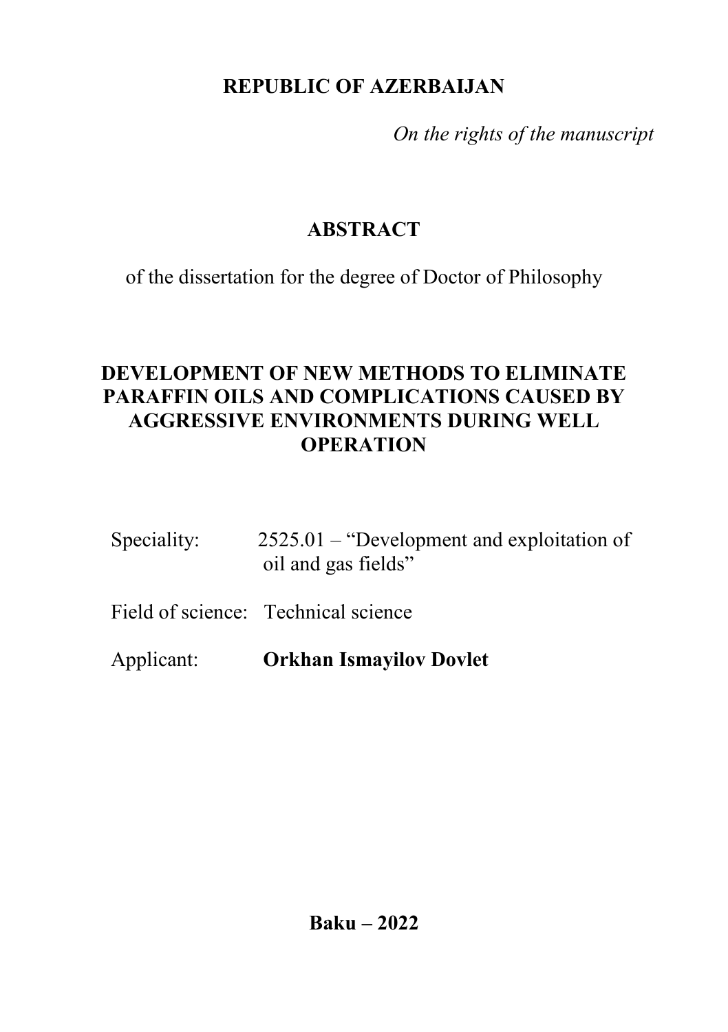**REPUBLIC OF AZERBAIJAN**

*On the rights of the manuscript*

# ABSTRACT

of the dissertation for the degree of Doctor of Philosophy

## DEVELOPMENT OF NEW METHODS TO ELIMINATE PARAFFIN OILS AND COMPLICATIONS CAUSED BY AGGRESSIVE ENVIRONMENTS DURING WELL OPERATION

Speciality: 2525.01 – "Development and exploitation of oil and gas fields"

Field of science: Technical science

Applicant: **Orkhan Ismayilov Dovlet**

**Baku – 2022**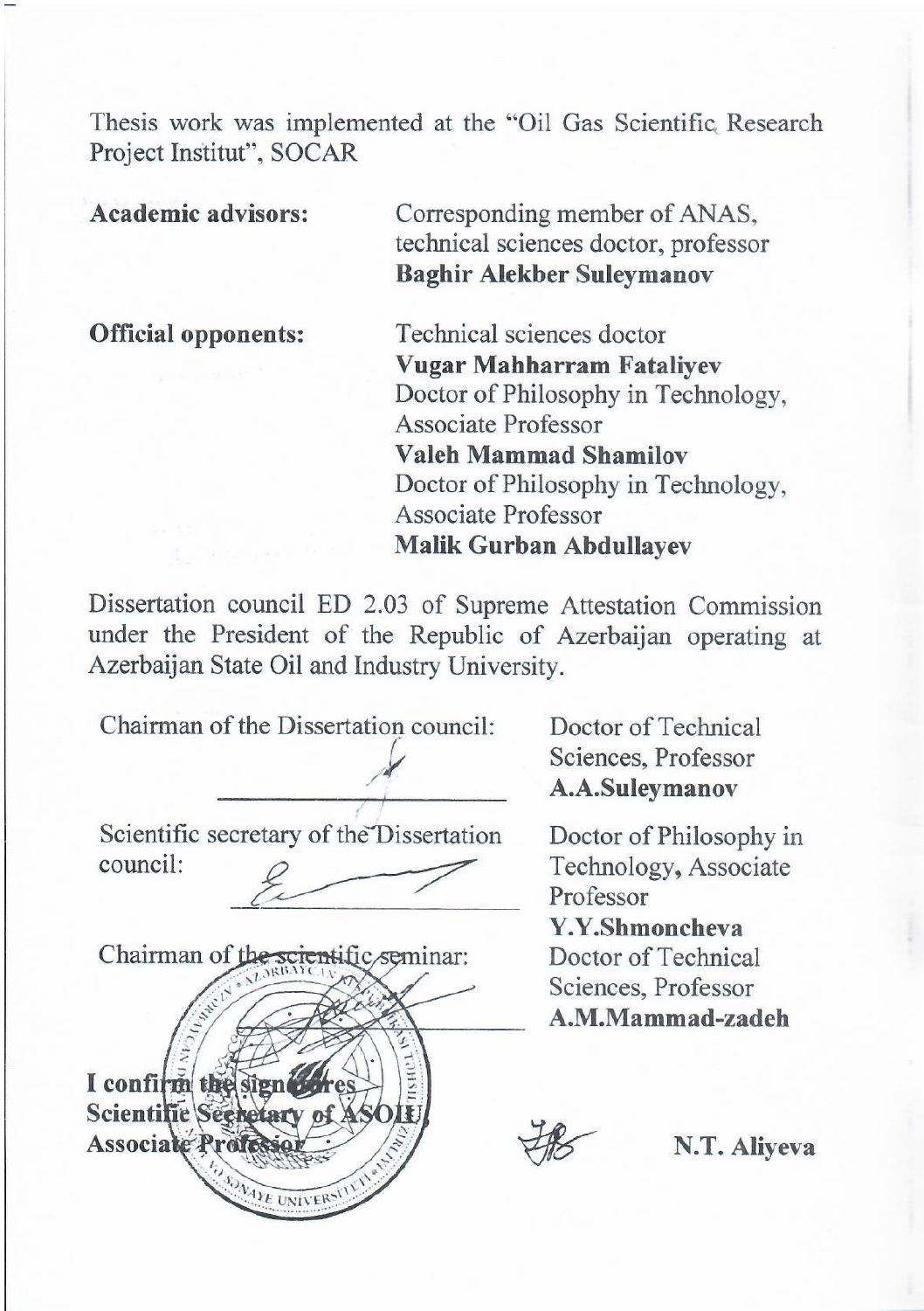Thesis work was implemented at the "Oil Gas Scientific Research Project Institut", SOCAR

| | |
|---|---|
| **Academic advisors:** | Corresponding member of ANAS, technical sciences doctor, professor **Baghir Alekber Suleymanov** |
| **Official opponents:** | Technical sciences doctor **Vugar Mahharram Fataliyev** |
| | Doctor of Philosophy in Technology, Associate Professor **Valeh Mammad Shamilov** |
| | Doctor of Philosophy in Technology, Associate Professor **Malik Gurban Abdullayev** |

Dissertation council ED 2.03 of Supreme Attestation Commission under the President of the Republic of Azerbaijan operating at Azerbaijan State Oil and Industry University.

| | |
|---|---|
| Chairman of the Dissertation council: ______________ | Doctor of Technical Sciences, Professor **A.A.Suleymanov** |
| Scientific secretary of the Dissertation council: ______________ | Doctor of Philosophy in Technology, Associate Professor **Y.Y.Shmoncheva** |
| Chairman of the scientific seminar: ______________ | Doctor of Technical Sciences, Professor **A.M.Mammad-zadeh** |

**I confirm the signatures**
**Scientific Secretary of ASOIU**
**Associate Professor** **N.T. Aliyeva**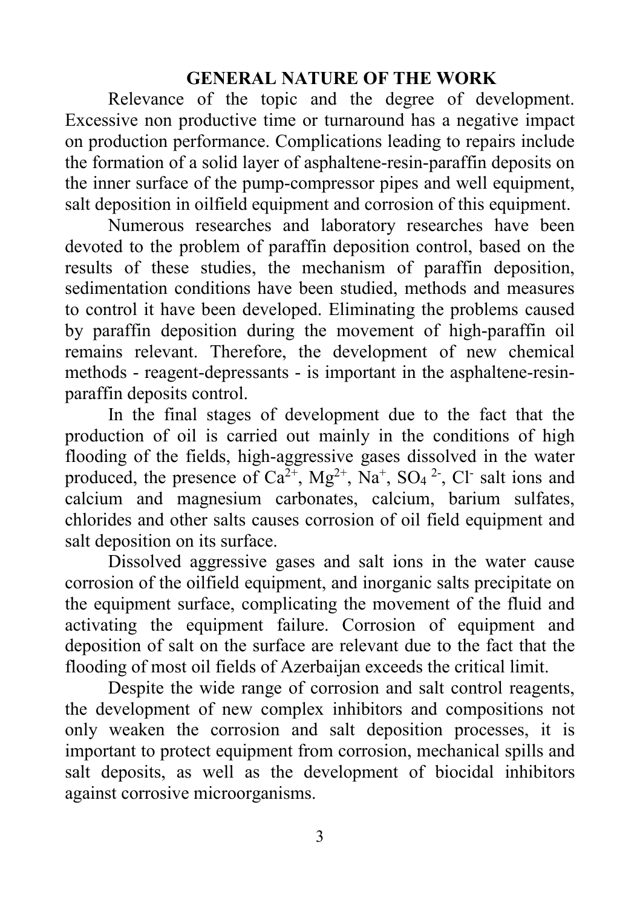## GENERAL NATURE OF THE WORK

Relevance of the topic and the degree of development. Excessive non productive time or turnaround has a negative impact on production performance. Complications leading to repairs include the formation of a solid layer of asphaltene-resin-paraffin deposits on the inner surface of the pump-compressor pipes and well equipment, salt deposition in oilfield equipment and corrosion of this equipment.

Numerous researches and laboratory researches have been devoted to the problem of paraffin deposition control, based on the results of these studies, the mechanism of paraffin deposition, sedimentation conditions have been studied, methods and measures to control it have been developed. Eliminating the problems caused by paraffin deposition during the movement of high-paraffin oil remains relevant. Therefore, the development of new chemical methods - reagent-depressants - is important in the asphaltene-resin-paraffin deposits control.

In the final stages of development due to the fact that the production of oil is carried out mainly in the conditions of high flooding of the fields, high-aggressive gases dissolved in the water produced, the presence of $Ca^{2+}$, $Mg^{2+}$, $Na^{+}$, $SO_4^{2-}$, $Cl^{-}$ salt ions and calcium and magnesium carbonates, calcium, barium sulfates, chlorides and other salts causes corrosion of oil field equipment and salt deposition on its surface.

Dissolved aggressive gases and salt ions in the water cause corrosion of the oilfield equipment, and inorganic salts precipitate on the equipment surface, complicating the movement of the fluid and activating the equipment failure. Corrosion of equipment and deposition of salt on the surface are relevant due to the fact that the flooding of most oil fields of Azerbaijan exceeds the critical limit.

Despite the wide range of corrosion and salt control reagents, the development of new complex inhibitors and compositions not only weaken the corrosion and salt deposition processes, it is important to protect equipment from corrosion, mechanical spills and salt deposits, as well as the development of biocidal inhibitors against corrosive microorganisms.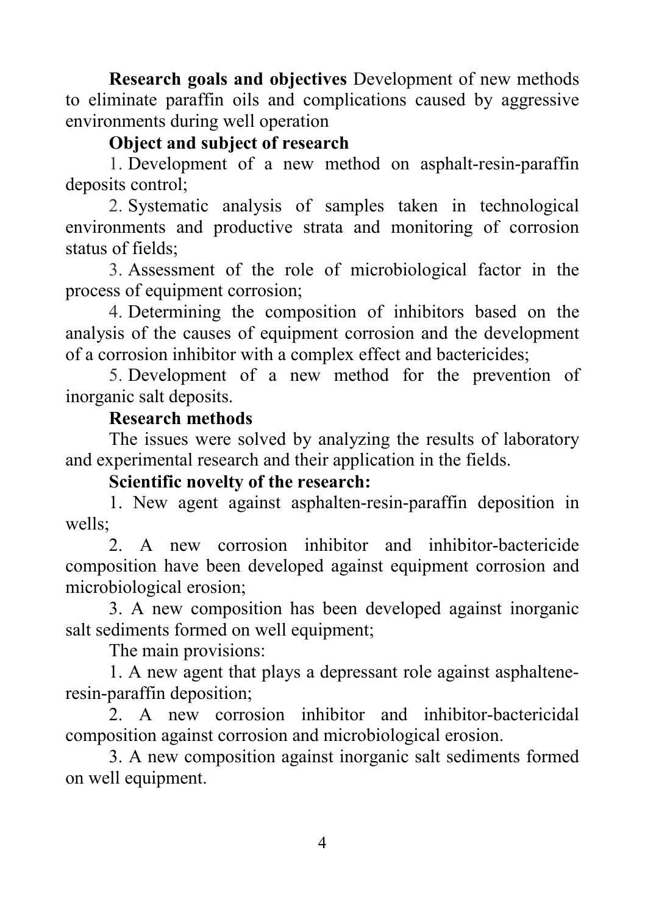**Research goals and objectives** Development of new methods to eliminate paraffin oils and complications caused by aggressive environments during well operation

**Object and subject of research**

1. Development of a new method on asphalt-resin-paraffin deposits control;
2. Systematic analysis of samples taken in technological environments and productive strata and monitoring of corrosion status of fields;
3. Assessment of the role of microbiological factor in the process of equipment corrosion;
4. Determining the composition of inhibitors based on the analysis of the causes of equipment corrosion and the development of a corrosion inhibitor with a complex effect and bactericides;
5. Development of a new method for the prevention of inorganic salt deposits.

**Research methods**

The issues were solved by analyzing the results of laboratory and experimental research and their application in the fields.

**Scientific novelty of the research:**

1. New agent against asphalten-resin-paraffin deposition in wells;
2. A new corrosion inhibitor and inhibitor-bactericide composition have been developed against equipment corrosion and microbiological erosion;
3. A new composition has been developed against inorganic salt sediments formed on well equipment;

The main provisions:

1. A new agent that plays a depressant role against asphaltene-resin-paraffin deposition;
2. A new corrosion inhibitor and inhibitor-bactericidal composition against corrosion and microbiological erosion.
3. A new composition against inorganic salt sediments formed on well equipment.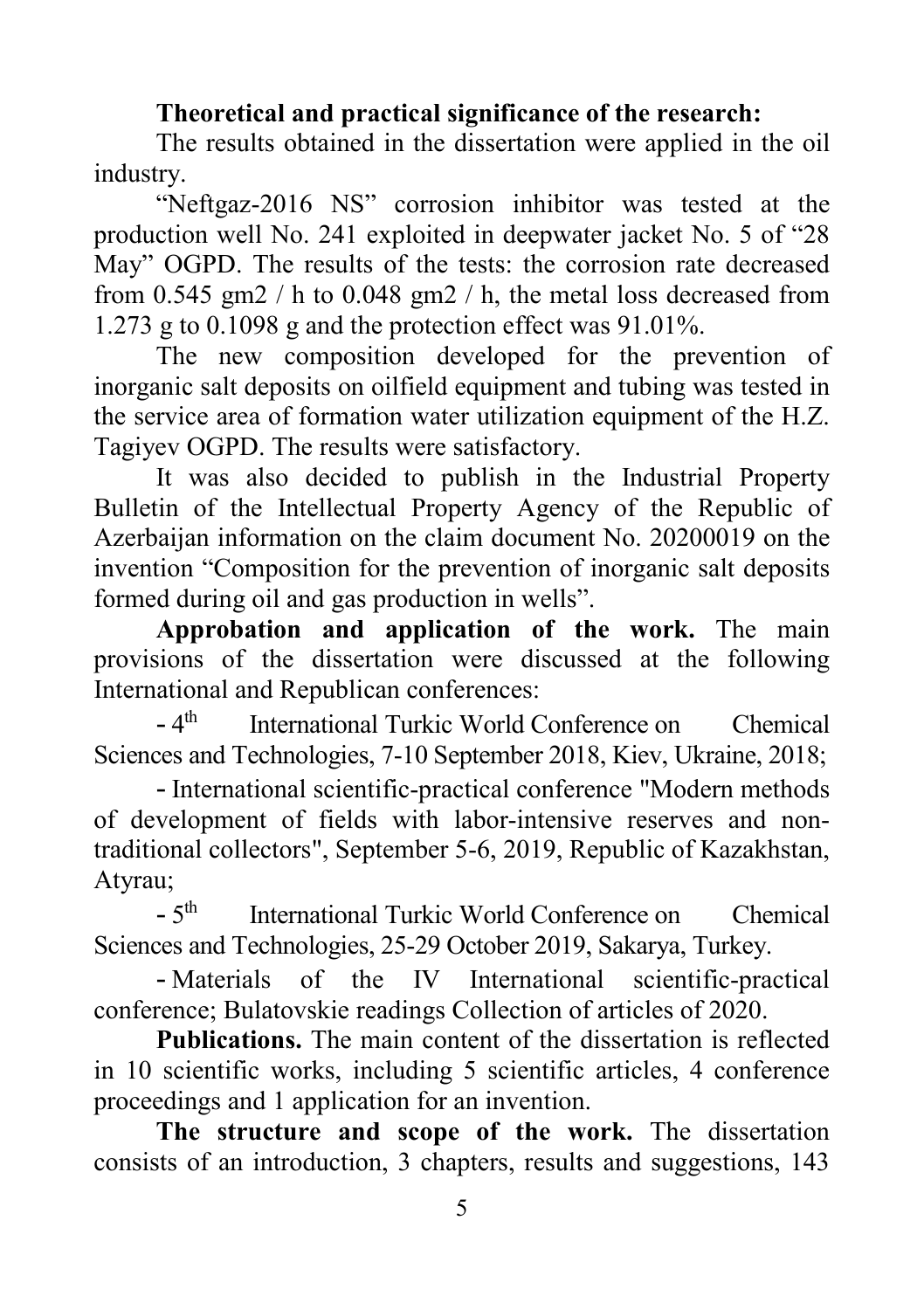**Theoretical and practical significance of the research:**

The results obtained in the dissertation were applied in the oil industry.

"Neftgaz-2016 NS" corrosion inhibitor was tested at the production well No. 241 exploited in deepwater jacket No. 5 of "28 May" OGPD. The results of the tests: the corrosion rate decreased from 0.545 gm2 / h to 0.048 gm2 / h, the metal loss decreased from 1.273 g to 0.1098 g and the protection effect was 91.01%.

The new composition developed for the prevention of inorganic salt deposits on oilfield equipment and tubing was tested in the service area of formation water utilization equipment of the H.Z. Tagiyev OGPD. The results were satisfactory.

It was also decided to publish in the Industrial Property Bulletin of the Intellectual Property Agency of the Republic of Azerbaijan information on the claim document No. 20200019 on the invention "Composition for the prevention of inorganic salt deposits formed during oil and gas production in wells".

**Approbation and application of the work.** The main provisions of the dissertation were discussed at the following International and Republican conferences:

- 4th International Turkic World Conference on Chemical Sciences and Technologies, 7-10 September 2018, Kiev, Ukraine, 2018;
- International scientific-practical conference "Modern methods of development of fields with labor-intensive reserves and non-traditional collectors", September 5-6, 2019, Republic of Kazakhstan, Atyrau;
- 5th International Turkic World Conference on Chemical Sciences and Technologies, 25-29 October 2019, Sakarya, Turkey.
- Materials of the IV International scientific-practical conference; Bulatovskie readings Collection of articles of 2020.

**Publications.** The main content of the dissertation is reflected in 10 scientific works, including 5 scientific articles, 4 conference proceedings and 1 application for an invention.

**The structure and scope of the work.** The dissertation consists of an introduction, 3 chapters, results and suggestions, 143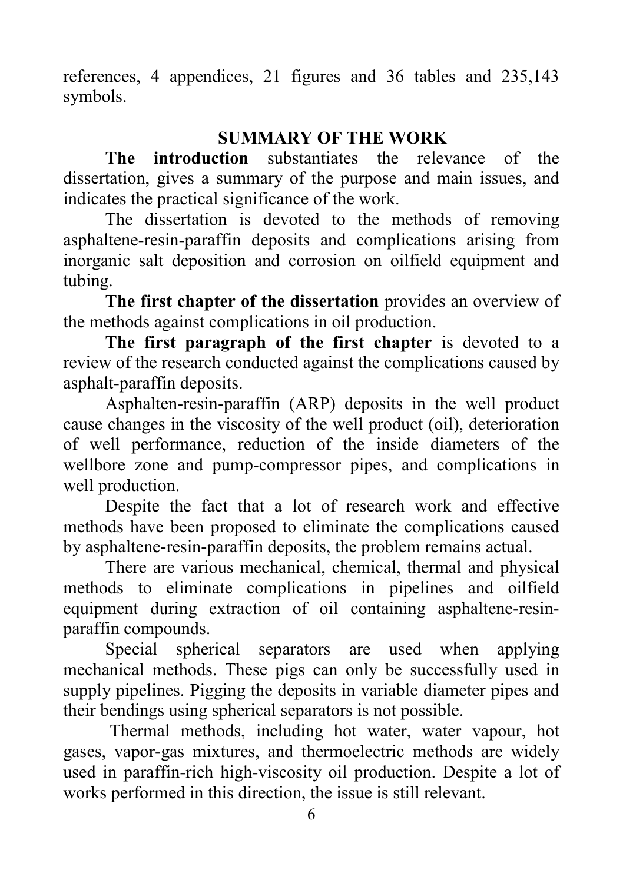references, 4 appendices, 21 figures and 36 tables and 235,143 symbols.

## SUMMARY OF THE WORK

**The introduction** substantiates the relevance of the dissertation, gives a summary of the purpose and main issues, and indicates the practical significance of the work.

The dissertation is devoted to the methods of removing asphaltene-resin-paraffin deposits and complications arising from inorganic salt deposition and corrosion on oilfield equipment and tubing.

**The first chapter of the dissertation** provides an overview of the methods against complications in oil production.

**The first paragraph of the first chapter** is devoted to a review of the research conducted against the complications caused by asphalt-paraffin deposits.

Asphalten-resin-paraffin (ARP) deposits in the well product cause changes in the viscosity of the well product (oil), deterioration of well performance, reduction of the inside diameters of the wellbore zone and pump-compressor pipes, and complications in well production.

Despite the fact that a lot of research work and effective methods have been proposed to eliminate the complications caused by asphaltene-resin-paraffin deposits, the problem remains actual.

There are various mechanical, chemical, thermal and physical methods to eliminate complications in pipelines and oilfield equipment during extraction of oil containing asphaltene-resin-paraffin compounds.

Special spherical separators are used when applying mechanical methods. These pigs can only be successfully used in supply pipelines. Pigging the deposits in variable diameter pipes and their bendings using spherical separators is not possible.

Thermal methods, including hot water, water vapour, hot gases, vapor-gas mixtures, and thermoelectric methods are widely used in paraffin-rich high-viscosity oil production. Despite a lot of works performed in this direction, the issue is still relevant.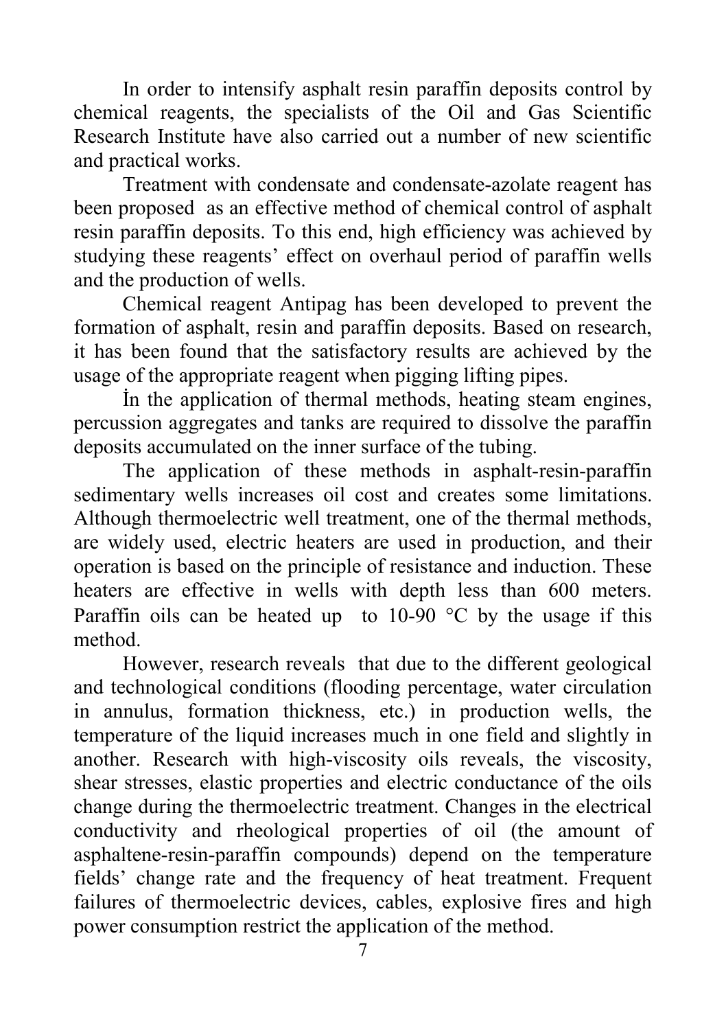In order to intensify asphalt resin paraffin deposits control by chemical reagents, the specialists of the Oil and Gas Scientific Research Institute have also carried out a number of new scientific and practical works.

Treatment with condensate and condensate-azolate reagent has been proposed as an effective method of chemical control of asphalt resin paraffin deposits. To this end, high efficiency was achieved by studying these reagents' effect on overhaul period of paraffin wells and the production of wells.

Chemical reagent Antipag has been developed to prevent the formation of asphalt, resin and paraffin deposits. Based on research, it has been found that the satisfactory results are achieved by the usage of the appropriate reagent when pigging lifting pipes.

İn the application of thermal methods, heating steam engines, percussion aggregates and tanks are required to dissolve the paraffin deposits accumulated on the inner surface of the tubing.

The application of these methods in asphalt-resin-paraffin sedimentary wells increases oil cost and creates some limitations. Although thermoelectric well treatment, one of the thermal methods, are widely used, electric heaters are used in production, and their operation is based on the principle of resistance and induction. These heaters are effective in wells with depth less than 600 meters. Paraffin oils can be heated up to 10-90 °C by the usage if this method.

However, research reveals that due to the different geological and technological conditions (flooding percentage, water circulation in annulus, formation thickness, etc.) in production wells, the temperature of the liquid increases much in one field and slightly in another. Research with high-viscosity oils reveals, the viscosity, shear stresses, elastic properties and electric conductance of the oils change during the thermoelectric treatment. Changes in the electrical conductivity and rheological properties of oil (the amount of asphaltene-resin-paraffin compounds) depend on the temperature fields' change rate and the frequency of heat treatment. Frequent failures of thermoelectric devices, cables, explosive fires and high power consumption restrict the application of the method.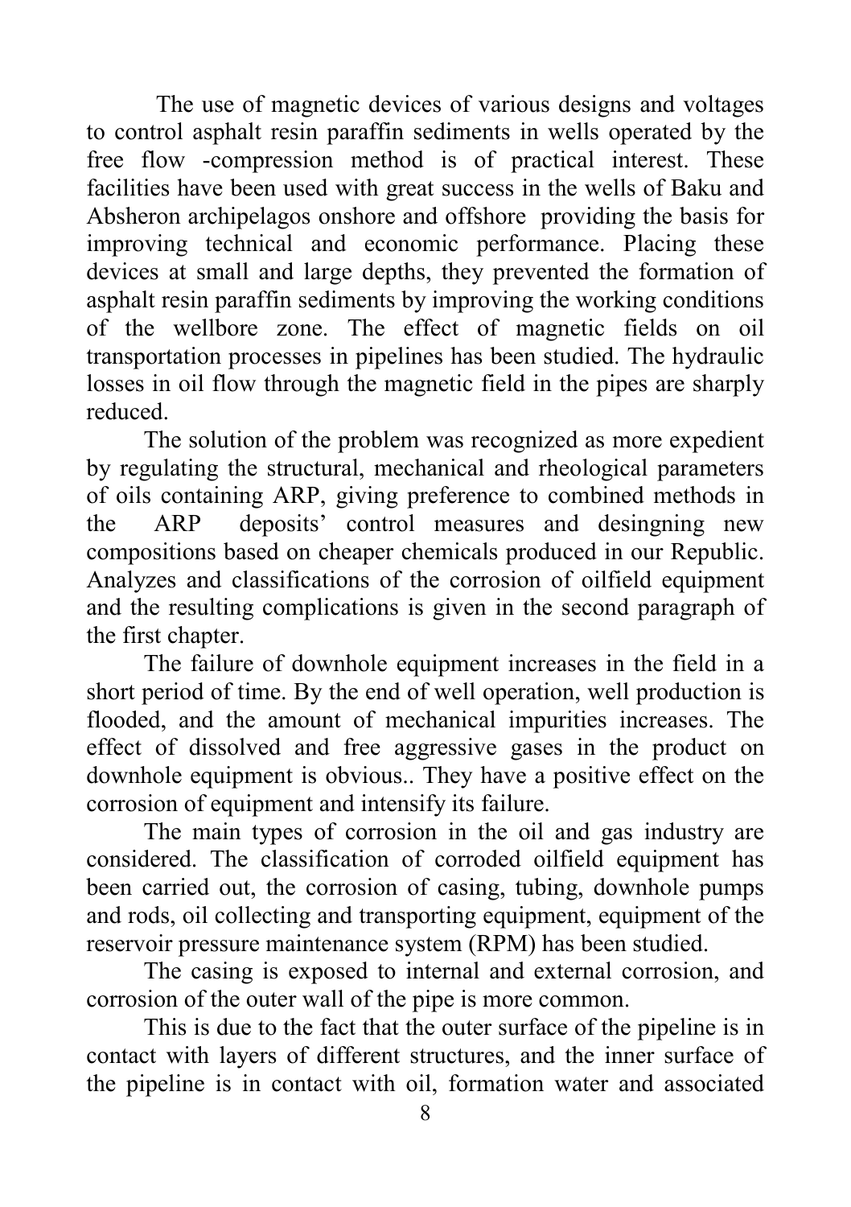The use of magnetic devices of various designs and voltages to control asphalt resin paraffin sediments in wells operated by the free flow -compression method is of practical interest. These facilities have been used with great success in the wells of Baku and Absheron archipelagos onshore and offshore providing the basis for improving technical and economic performance. Placing these devices at small and large depths, they prevented the formation of asphalt resin paraffin sediments by improving the working conditions of the wellbore zone. The effect of magnetic fields on oil transportation processes in pipelines has been studied. The hydraulic losses in oil flow through the magnetic field in the pipes are sharply reduced.

The solution of the problem was recognized as more expedient by regulating the structural, mechanical and rheological parameters of oils containing ARP, giving preference to combined methods in the ARP deposits' control measures and desingning new compositions based on cheaper chemicals produced in our Republic. Analyzes and classifications of the corrosion of oilfield equipment and the resulting complications is given in the second paragraph of the first chapter.

The failure of downhole equipment increases in the field in a short period of time. By the end of well operation, well production is flooded, and the amount of mechanical impurities increases. The effect of dissolved and free aggressive gases in the product on downhole equipment is obvious.. They have a positive effect on the corrosion of equipment and intensify its failure.

The main types of corrosion in the oil and gas industry are considered. The classification of corroded oilfield equipment has been carried out, the corrosion of casing, tubing, downhole pumps and rods, oil collecting and transporting equipment, equipment of the reservoir pressure maintenance system (RPM) has been studied.

The casing is exposed to internal and external corrosion, and corrosion of the outer wall of the pipe is more common.

This is due to the fact that the outer surface of the pipeline is in contact with layers of different structures, and the inner surface of the pipeline is in contact with oil, formation water and associated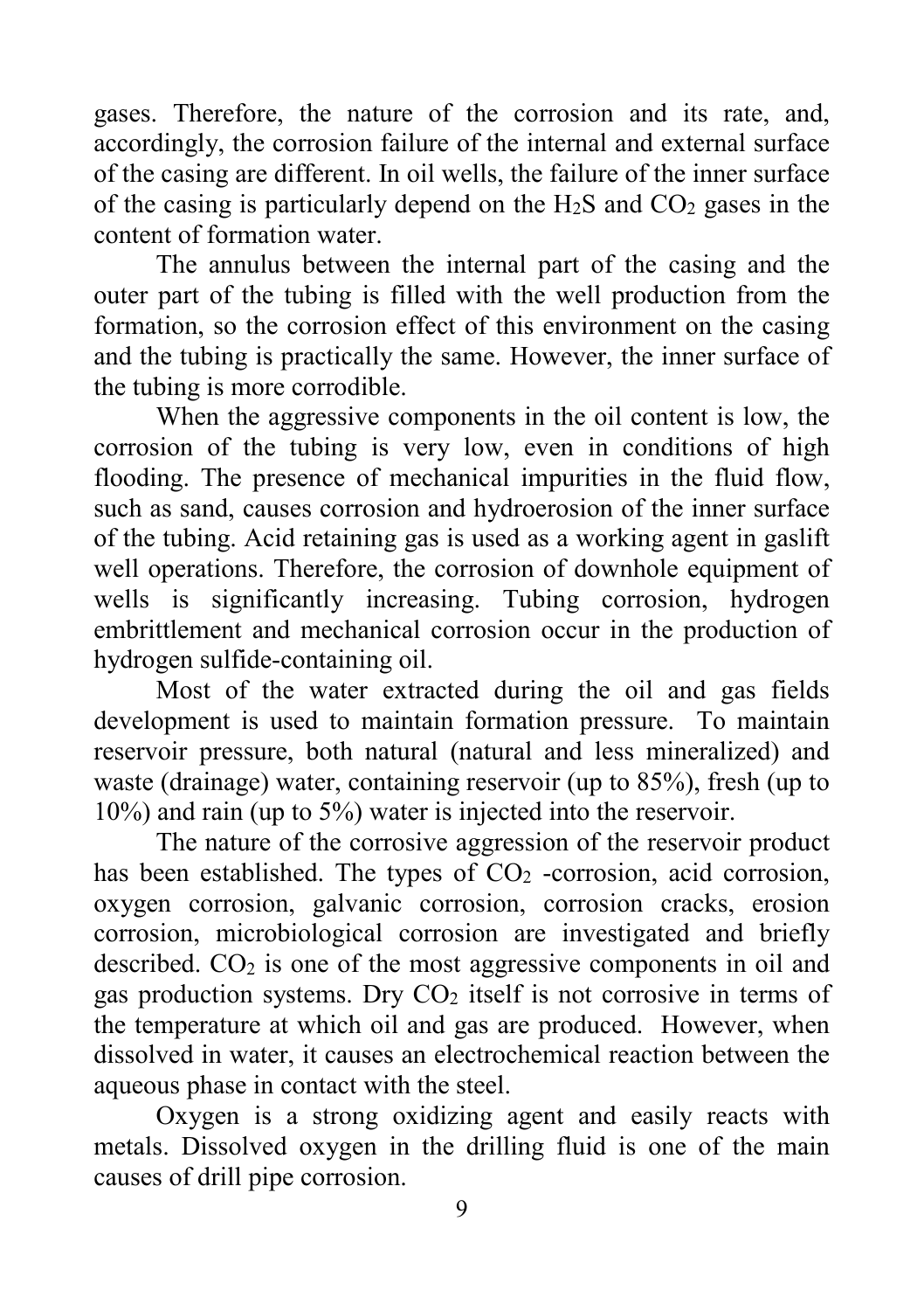gases. Therefore, the nature of the corrosion and its rate, and, accordingly, the corrosion failure of the internal and external surface of the casing are different. In oil wells, the failure of the inner surface of the casing is particularly depend on the $H_2S$ and $CO_2$ gases in the content of formation water.

The annulus between the internal part of the casing and the outer part of the tubing is filled with the well production from the formation, so the corrosion effect of this environment on the casing and the tubing is practically the same. However, the inner surface of the tubing is more corrodible.

When the aggressive components in the oil content is low, the corrosion of the tubing is very low, even in conditions of high flooding. The presence of mechanical impurities in the fluid flow, such as sand, causes corrosion and hydroerosion of the inner surface of the tubing. Acid retaining gas is used as a working agent in gaslift well operations. Therefore, the corrosion of downhole equipment of wells is significantly increasing. Tubing corrosion, hydrogen embrittlement and mechanical corrosion occur in the production of hydrogen sulfide-containing oil.

Most of the water extracted during the oil and gas fields development is used to maintain formation pressure. To maintain reservoir pressure, both natural (natural and less mineralized) and waste (drainage) water, containing reservoir (up to 85%), fresh (up to 10%) and rain (up to 5%) water is injected into the reservoir.

The nature of the corrosive aggression of the reservoir product has been established. The types of $CO_2$ -corrosion, acid corrosion, oxygen corrosion, galvanic corrosion, corrosion cracks, erosion corrosion, microbiological corrosion are investigated and briefly described. $CO_2$ is one of the most aggressive components in oil and gas production systems. Dry $CO_2$ itself is not corrosive in terms of the temperature at which oil and gas are produced. However, when dissolved in water, it causes an electrochemical reaction between the aqueous phase in contact with the steel.

Oxygen is a strong oxidizing agent and easily reacts with metals. Dissolved oxygen in the drilling fluid is one of the main causes of drill pipe corrosion.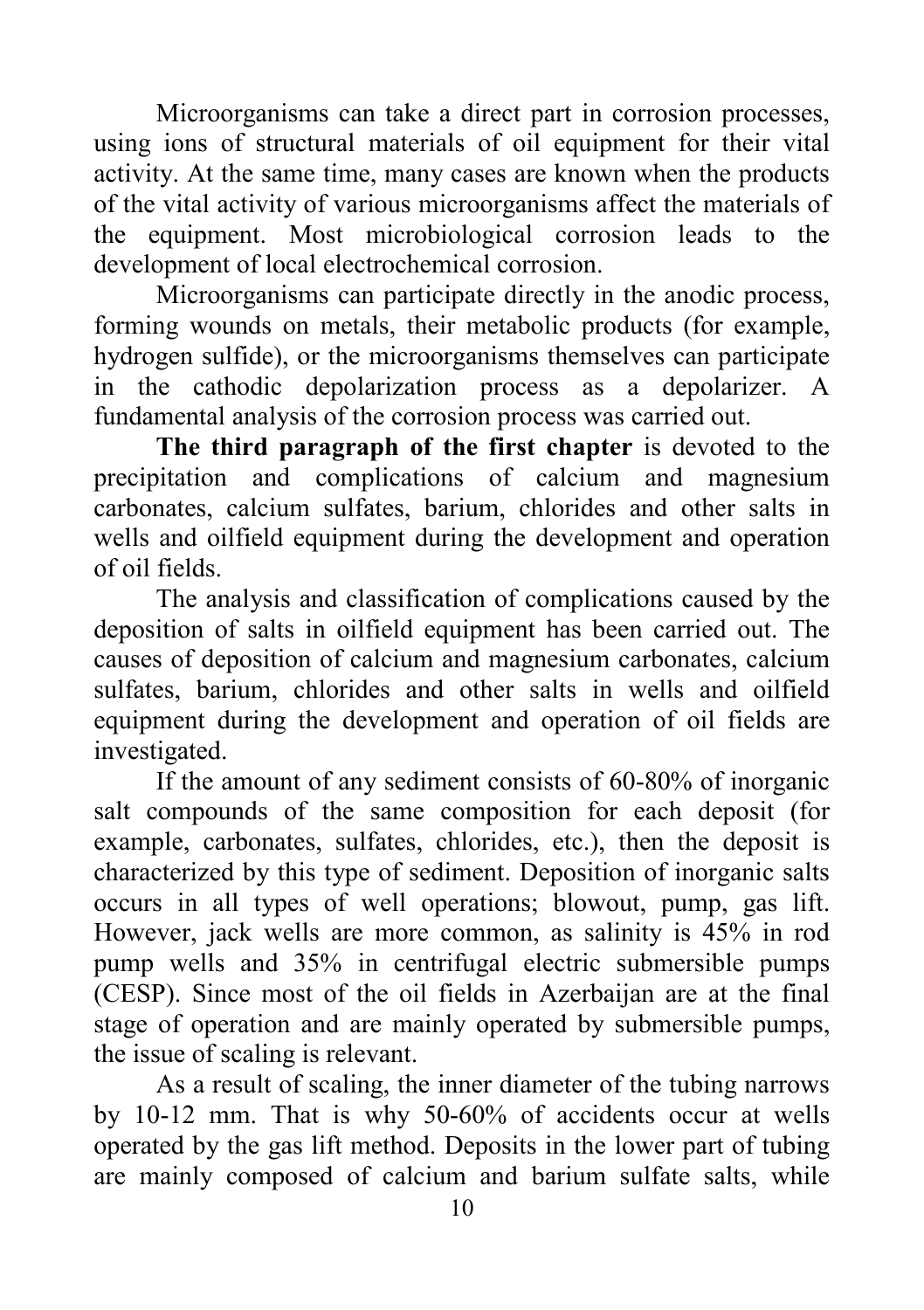Microorganisms can take a direct part in corrosion processes, using ions of structural materials of oil equipment for their vital activity. At the same time, many cases are known when the products of the vital activity of various microorganisms affect the materials of the equipment. Most microbiological corrosion leads to the development of local electrochemical corrosion.

Microorganisms can participate directly in the anodic process, forming wounds on metals, their metabolic products (for example, hydrogen sulfide), or the microorganisms themselves can participate in the cathodic depolarization process as a depolarizer. A fundamental analysis of the corrosion process was carried out.

**The third paragraph of the first chapter** is devoted to the precipitation and complications of calcium and magnesium carbonates, calcium sulfates, barium, chlorides and other salts in wells and oilfield equipment during the development and operation of oil fields.

The analysis and classification of complications caused by the deposition of salts in oilfield equipment has been carried out. The causes of deposition of calcium and magnesium carbonates, calcium sulfates, barium, chlorides and other salts in wells and oilfield equipment during the development and operation of oil fields are investigated.

If the amount of any sediment consists of 60-80% of inorganic salt compounds of the same composition for each deposit (for example, carbonates, sulfates, chlorides, etc.), then the deposit is characterized by this type of sediment. Deposition of inorganic salts occurs in all types of well operations; blowout, pump, gas lift. However, jack wells are more common, as salinity is 45% in rod pump wells and 35% in centrifugal electric submersible pumps (CESP). Since most of the oil fields in Azerbaijan are at the final stage of operation and are mainly operated by submersible pumps, the issue of scaling is relevant.

As a result of scaling, the inner diameter of the tubing narrows by 10-12 mm. That is why 50-60% of accidents occur at wells operated by the gas lift method. Deposits in the lower part of tubing are mainly composed of calcium and barium sulfate salts, while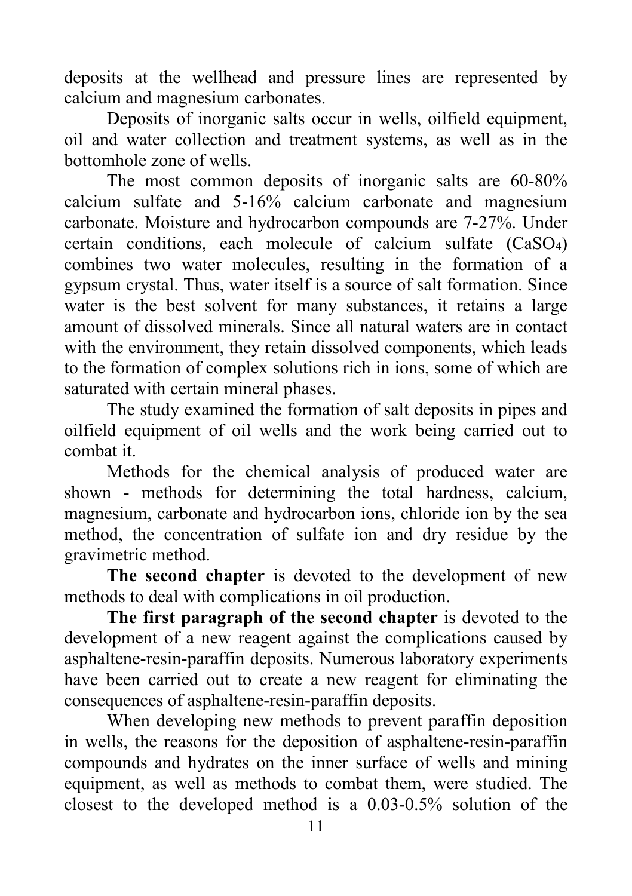deposits at the wellhead and pressure lines are represented by calcium and magnesium carbonates.

Deposits of inorganic salts occur in wells, oilfield equipment, oil and water collection and treatment systems, as well as in the bottomhole zone of wells.

The most common deposits of inorganic salts are 60-80% calcium sulfate and 5-16% calcium carbonate and magnesium carbonate. Moisture and hydrocarbon compounds are 7-27%. Under certain conditions, each molecule of calcium sulfate ($CaSO_4$) combines two water molecules, resulting in the formation of a gypsum crystal. Thus, water itself is a source of salt formation. Since water is the best solvent for many substances, it retains a large amount of dissolved minerals. Since all natural waters are in contact with the environment, they retain dissolved components, which leads to the formation of complex solutions rich in ions, some of which are saturated with certain mineral phases.

The study examined the formation of salt deposits in pipes and oilfield equipment of oil wells and the work being carried out to combat it.

Methods for the chemical analysis of produced water are shown - methods for determining the total hardness, calcium, magnesium, carbonate and hydrocarbon ions, chloride ion by the sea method, the concentration of sulfate ion and dry residue by the gravimetric method.

**The second chapter** is devoted to the development of new methods to deal with complications in oil production.

**The first paragraph of the second chapter** is devoted to the development of a new reagent against the complications caused by asphaltene-resin-paraffin deposits. Numerous laboratory experiments have been carried out to create a new reagent for eliminating the consequences of asphaltene-resin-paraffin deposits.

When developing new methods to prevent paraffin deposition in wells, the reasons for the deposition of asphaltene-resin-paraffin compounds and hydrates on the inner surface of wells and mining equipment, as well as methods to combat them, were studied. The closest to the developed method is a 0.03-0.5% solution of the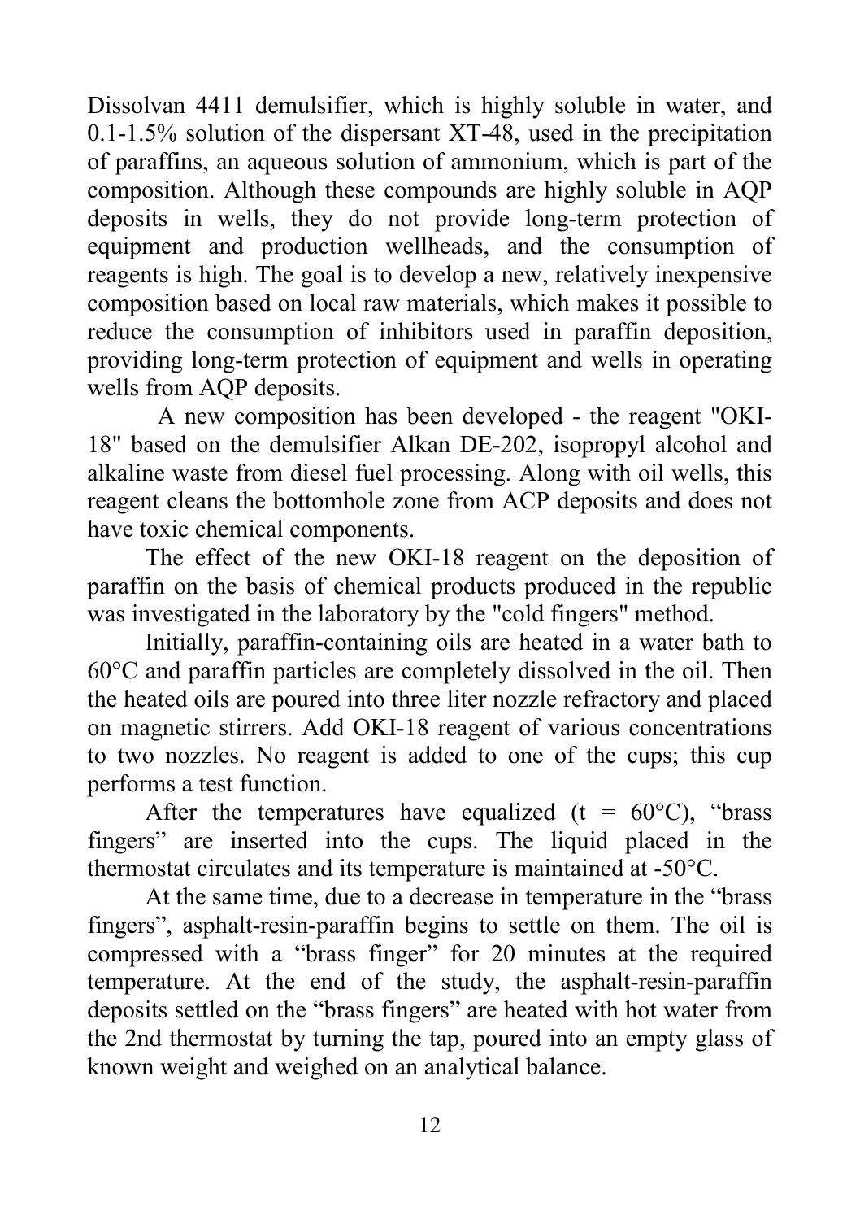Dissolvan 4411 demulsifier, which is highly soluble in water, and 0.1-1.5% solution of the dispersant XT-48, used in the precipitation of paraffins, an aqueous solution of ammonium, which is part of the composition. Although these compounds are highly soluble in AQP deposits in wells, they do not provide long-term protection of equipment and production wellheads, and the consumption of reagents is high. The goal is to develop a new, relatively inexpensive composition based on local raw materials, which makes it possible to reduce the consumption of inhibitors used in paraffin deposition, providing long-term protection of equipment and wells in operating wells from AQP deposits.

A new composition has been developed - the reagent "OKI-18" based on the demulsifier Alkan DE-202, isopropyl alcohol and alkaline waste from diesel fuel processing. Along with oil wells, this reagent cleans the bottomhole zone from ACP deposits and does not have toxic chemical components.

The effect of the new OKI-18 reagent on the deposition of paraffin on the basis of chemical products produced in the republic was investigated in the laboratory by the "cold fingers" method.

Initially, paraffin-containing oils are heated in a water bath to 60°C and paraffin particles are completely dissolved in the oil. Then the heated oils are poured into three liter nozzle refractory and placed on magnetic stirrers. Add OKI-18 reagent of various concentrations to two nozzles. No reagent is added to one of the cups; this cup performs a test function.

After the temperatures have equalized (t = 60°C), "brass fingers" are inserted into the cups. The liquid placed in the thermostat circulates and its temperature is maintained at -50°C.

At the same time, due to a decrease in temperature in the "brass fingers", asphalt-resin-paraffin begins to settle on them. The oil is compressed with a "brass finger" for 20 minutes at the required temperature. At the end of the study, the asphalt-resin-paraffin deposits settled on the "brass fingers" are heated with hot water from the 2nd thermostat by turning the tap, poured into an empty glass of known weight and weighed on an analytical balance.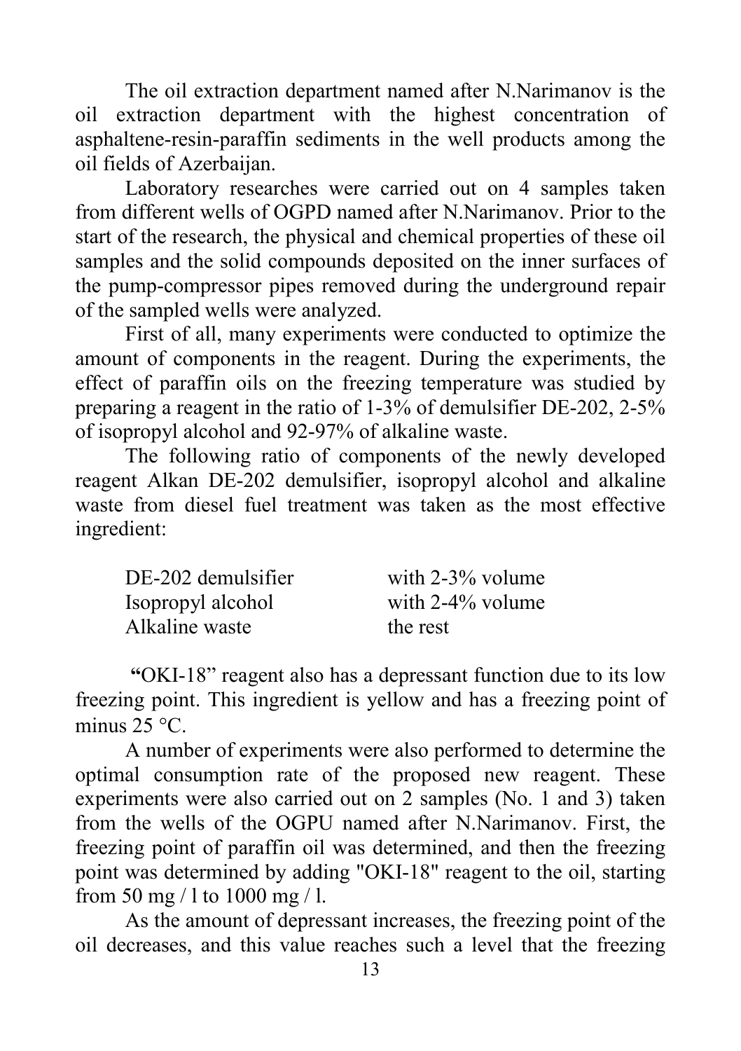The oil extraction department named after N.Narimanov is the oil extraction department with the highest concentration of asphaltene-resin-paraffin sediments in the well products among the oil fields of Azerbaijan.

Laboratory researches were carried out on 4 samples taken from different wells of OGPD named after N.Narimanov. Prior to the start of the research, the physical and chemical properties of these oil samples and the solid compounds deposited on the inner surfaces of the pump-compressor pipes removed during the underground repair of the sampled wells were analyzed.

First of all, many experiments were conducted to optimize the amount of components in the reagent. During the experiments, the effect of paraffin oils on the freezing temperature was studied by preparing a reagent in the ratio of 1-3% of demulsifier DE-202, 2-5% of isopropyl alcohol and 92-97% of alkaline waste.

The following ratio of components of the newly developed reagent Alkan DE-202 demulsifier, isopropyl alcohol and alkaline waste from diesel fuel treatment was taken as the most effective ingredient:

| | |
|---|---|
| DE-202 demulsifier | with 2-3% volume |
| Isopropyl alcohol | with 2-4% volume |
| Alkaline waste | the rest |

**"**OKI-18" reagent also has a depressant function due to its low freezing point. This ingredient is yellow and has a freezing point of minus 25 °C.

A number of experiments were also performed to determine the optimal consumption rate of the proposed new reagent. These experiments were also carried out on 2 samples (No. 1 and 3) taken from the wells of the OGPU named after N.Narimanov. First, the freezing point of paraffin oil was determined, and then the freezing point was determined by adding "OKI-18" reagent to the oil, starting from 50 mg / l to 1000 mg / l.

As the amount of depressant increases, the freezing point of the oil decreases, and this value reaches such a level that the freezing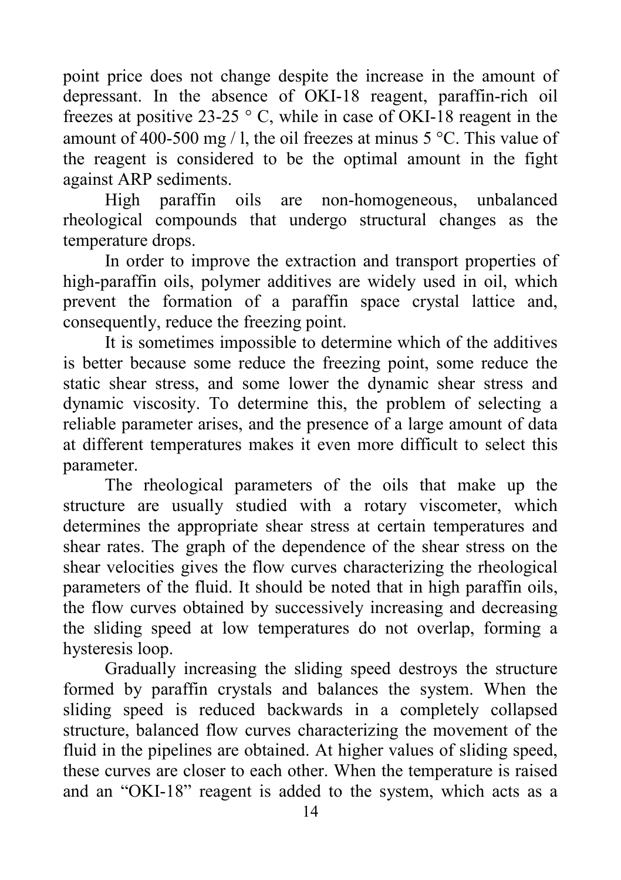point price does not change despite the increase in the amount of depressant. In the absence of OKI-18 reagent, paraffin-rich oil freezes at positive 23-25 ° C, while in case of OKI-18 reagent in the amount of 400-500 mg / l, the oil freezes at minus 5 °C. This value of the reagent is considered to be the optimal amount in the fight against ARP sediments.

High paraffin oils are non-homogeneous, unbalanced rheological compounds that undergo structural changes as the temperature drops.

In order to improve the extraction and transport properties of high-paraffin oils, polymer additives are widely used in oil, which prevent the formation of a paraffin space crystal lattice and, consequently, reduce the freezing point.

It is sometimes impossible to determine which of the additives is better because some reduce the freezing point, some reduce the static shear stress, and some lower the dynamic shear stress and dynamic viscosity. To determine this, the problem of selecting a reliable parameter arises, and the presence of a large amount of data at different temperatures makes it even more difficult to select this parameter.

The rheological parameters of the oils that make up the structure are usually studied with a rotary viscometer, which determines the appropriate shear stress at certain temperatures and shear rates. The graph of the dependence of the shear stress on the shear velocities gives the flow curves characterizing the rheological parameters of the fluid. It should be noted that in high paraffin oils, the flow curves obtained by successively increasing and decreasing the sliding speed at low temperatures do not overlap, forming a hysteresis loop.

Gradually increasing the sliding speed destroys the structure formed by paraffin crystals and balances the system. When the sliding speed is reduced backwards in a completely collapsed structure, balanced flow curves characterizing the movement of the fluid in the pipelines are obtained. At higher values of sliding speed, these curves are closer to each other. When the temperature is raised and an "OKI-18" reagent is added to the system, which acts as a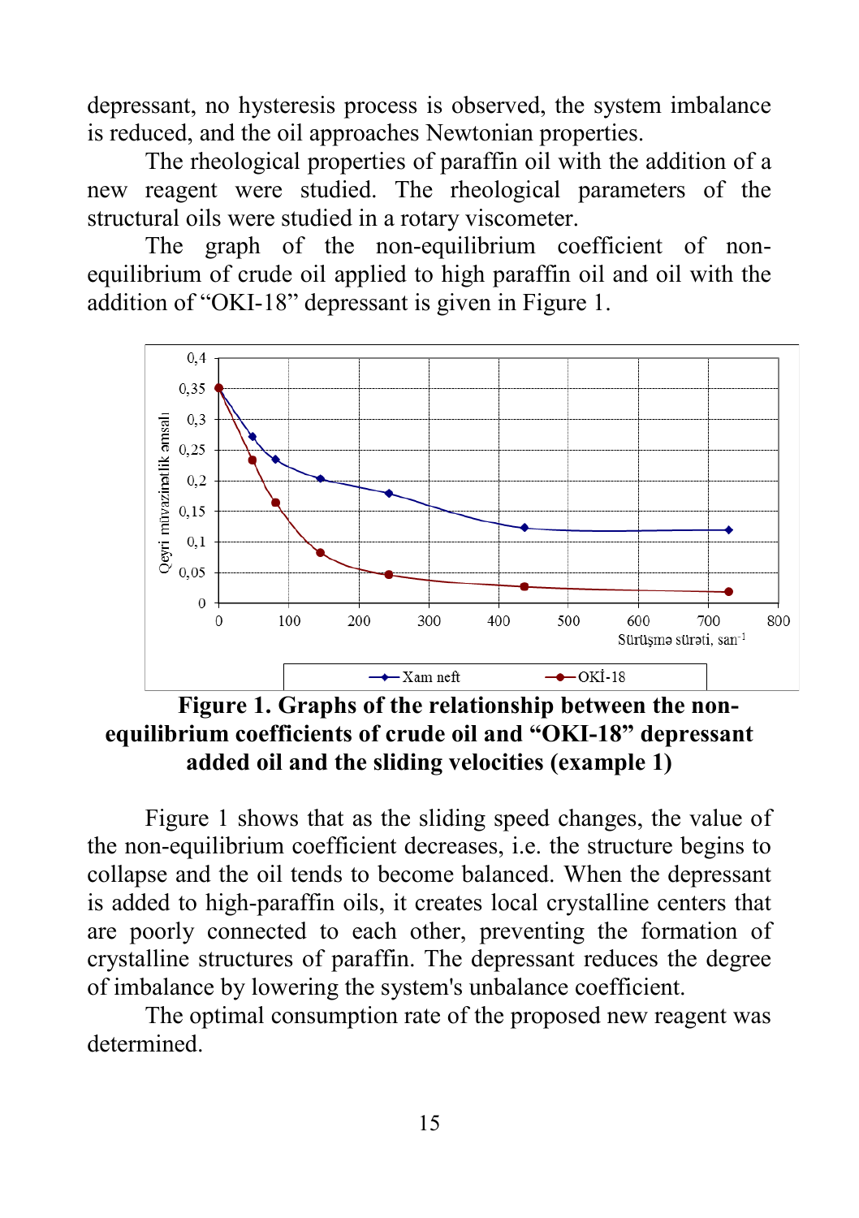depressant, no hysteresis process is observed, the system imbalance is reduced, and the oil approaches Newtonian properties.

The rheological properties of paraffin oil with the addition of a new reagent were studied. The rheological parameters of the structural oils were studied in a rotary viscometer.

The graph of the non-equilibrium coefficient of non-equilibrium of crude oil applied to high paraffin oil and oil with the addition of "OKI-18" depressant is given in Figure 1.

**Figure 1. Graphs of the relationship between the non-equilibrium coefficients of crude oil and "OKI-18" depressant added oil and the sliding velocities (example 1)**

Figure 1 shows that as the sliding speed changes, the value of the non-equilibrium coefficient decreases, i.e. the structure begins to collapse and the oil tends to become balanced. When the depressant is added to high-paraffin oils, it creates local crystalline centers that are poorly connected to each other, preventing the formation of crystalline structures of paraffin. The depressant reduces the degree of imbalance by lowering the system's unbalance coefficient.

The optimal consumption rate of the proposed new reagent was determined.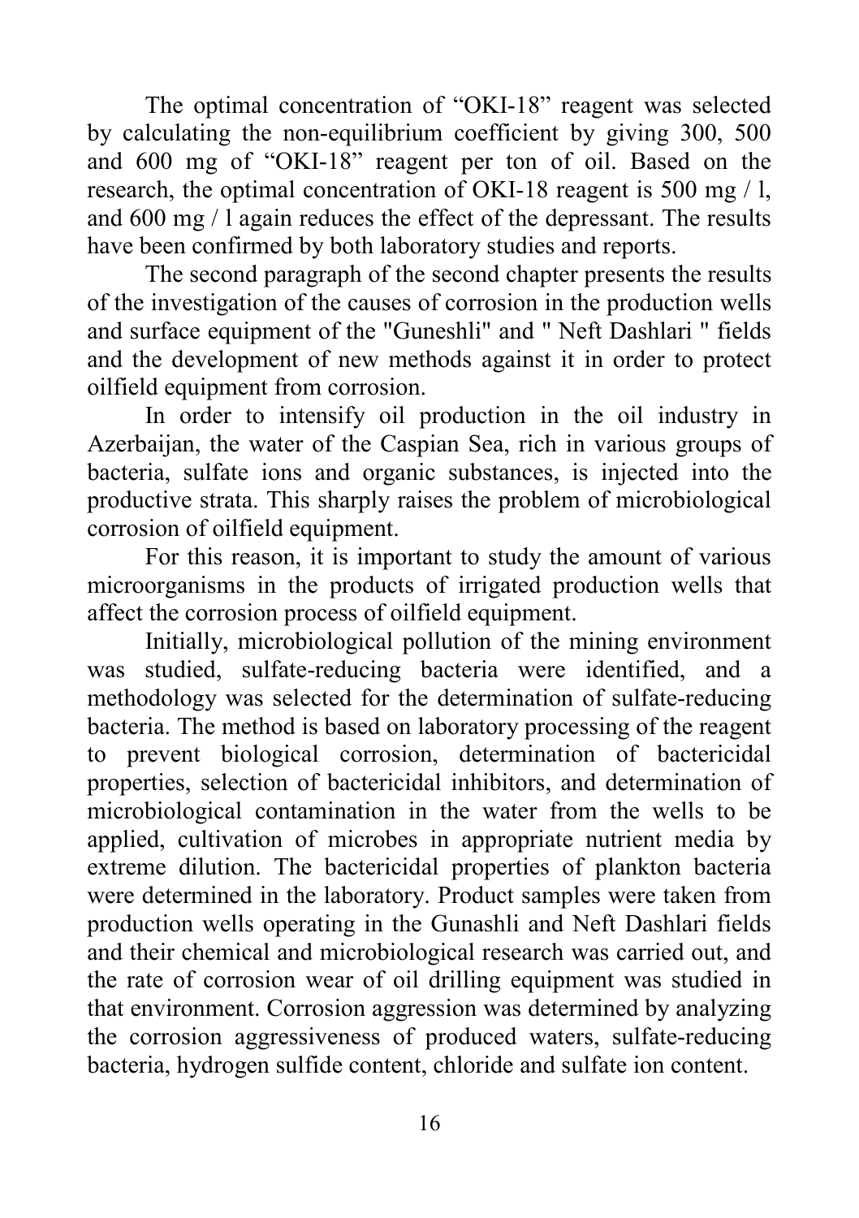The optimal concentration of “OKI-18” reagent was selected by calculating the non-equilibrium coefficient by giving 300, 500 and 600 mg of “OKI-18” reagent per ton of oil. Based on the research, the optimal concentration of OKI-18 reagent is 500 mg / l, and 600 mg / l again reduces the effect of the depressant. The results have been confirmed by both laboratory studies and reports.

The second paragraph of the second chapter presents the results of the investigation of the causes of corrosion in the production wells and surface equipment of the "Guneshli" and " Neft Dashlari " fields and the development of new methods against it in order to protect oilfield equipment from corrosion.

In order to intensify oil production in the oil industry in Azerbaijan, the water of the Caspian Sea, rich in various groups of bacteria, sulfate ions and organic substances, is injected into the productive strata. This sharply raises the problem of microbiological corrosion of oilfield equipment.

For this reason, it is important to study the amount of various microorganisms in the products of irrigated production wells that affect the corrosion process of oilfield equipment.

Initially, microbiological pollution of the mining environment was studied, sulfate-reducing bacteria were identified, and a methodology was selected for the determination of sulfate-reducing bacteria. The method is based on laboratory processing of the reagent to prevent biological corrosion, determination of bactericidal properties, selection of bactericidal inhibitors, and determination of microbiological contamination in the water from the wells to be applied, cultivation of microbes in appropriate nutrient media by extreme dilution. The bactericidal properties of plankton bacteria were determined in the laboratory. Product samples were taken from production wells operating in the Gunashli and Neft Dashlari fields and their chemical and microbiological research was carried out, and the rate of corrosion wear of oil drilling equipment was studied in that environment. Corrosion aggression was determined by analyzing the corrosion aggressiveness of produced waters, sulfate-reducing bacteria, hydrogen sulfide content, chloride and sulfate ion content.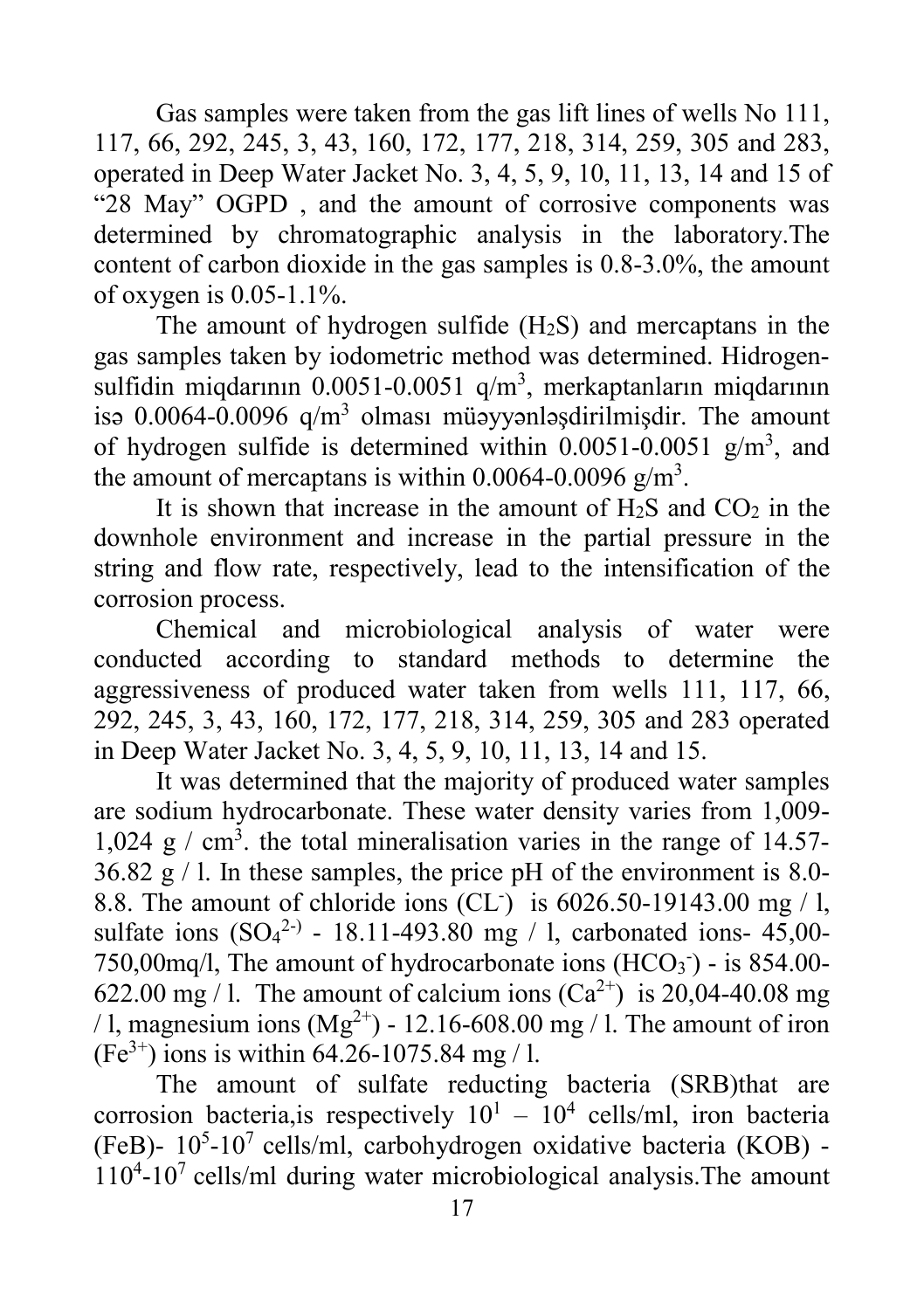Gas samples were taken from the gas lift lines of wells No 111, 117, 66, 292, 245, 3, 43, 160, 172, 177, 218, 314, 259, 305 and 283, operated in Deep Water Jacket No. 3, 4, 5, 9, 10, 11, 13, 14 and 15 of "28 May" OGPD , and the amount of corrosive components was determined by chromatographic analysis in the laboratory.The content of carbon dioxide in the gas samples is 0.8-3.0%, the amount of oxygen is 0.05-1.1%.

The amount of hydrogen sulfide ($H_2S$) and mercaptans in the gas samples taken by iodometric method was determined. Hidrogensulfidin miqdarının 0.0051-0.0051 q/m$^3$, merkaptanların miqdarının isə 0.0064-0.0096 q/m$^3$ olması müəyyənləşdirilmişdir. The amount of hydrogen sulfide is determined within 0.0051-0.0051 g/m$^3$, and the amount of mercaptans is within 0.0064-0.0096 g/m$^3$.

It is shown that increase in the amount of $H_2S$ and $CO_2$ in the downhole environment and increase in the partial pressure in the string and flow rate, respectively, lead to the intensification of the corrosion process.

Chemical and microbiological analysis of water were conducted according to standard methods to determine the aggressiveness of produced water taken from wells 111, 117, 66, 292, 245, 3, 43, 160, 172, 177, 218, 314, 259, 305 and 283 operated in Deep Water Jacket No. 3, 4, 5, 9, 10, 11, 13, 14 and 15.

It was determined that the majority of produced water samples are sodium hydrocarbonate. These water density varies from 1,009-1,024 g / cm$^3$. the total mineralisation varies in the range of 14.57-36.82 g / l. In these samples, the price pH of the environment is 8.0-8.8. The amount of chloride ions ($CL^-$) is 6026.50-19143.00 mg / l, sulfate ions ($SO_4^{2-}$) - 18.11-493.80 mg / l, carbonated ions- 45,00-750,00mq/l, The amount of hydrocarbonate ions ($HCO_3^-$) - is 854.00-622.00 mg / l. The amount of calcium ions ($Ca^{2+}$) is 20,04-40.08 mg / l, magnesium ions ($Mg^{2+}$) - 12.16-608.00 mg / l. The amount of iron ($Fe^{3+}$) ions is within 64.26-1075.84 mg / l.

The amount of sulfate reducting bacteria (SRB)that are corrosion bacteria,is respectively $10^1$ – $10^4$ cells/ml, iron bacteria (FeB)- $10^5$-$10^7$ cells/ml, carbohydrogen oxidative bacteria (KOB) - $110^4$-$10^7$ cells/ml during water microbiological analysis.The amount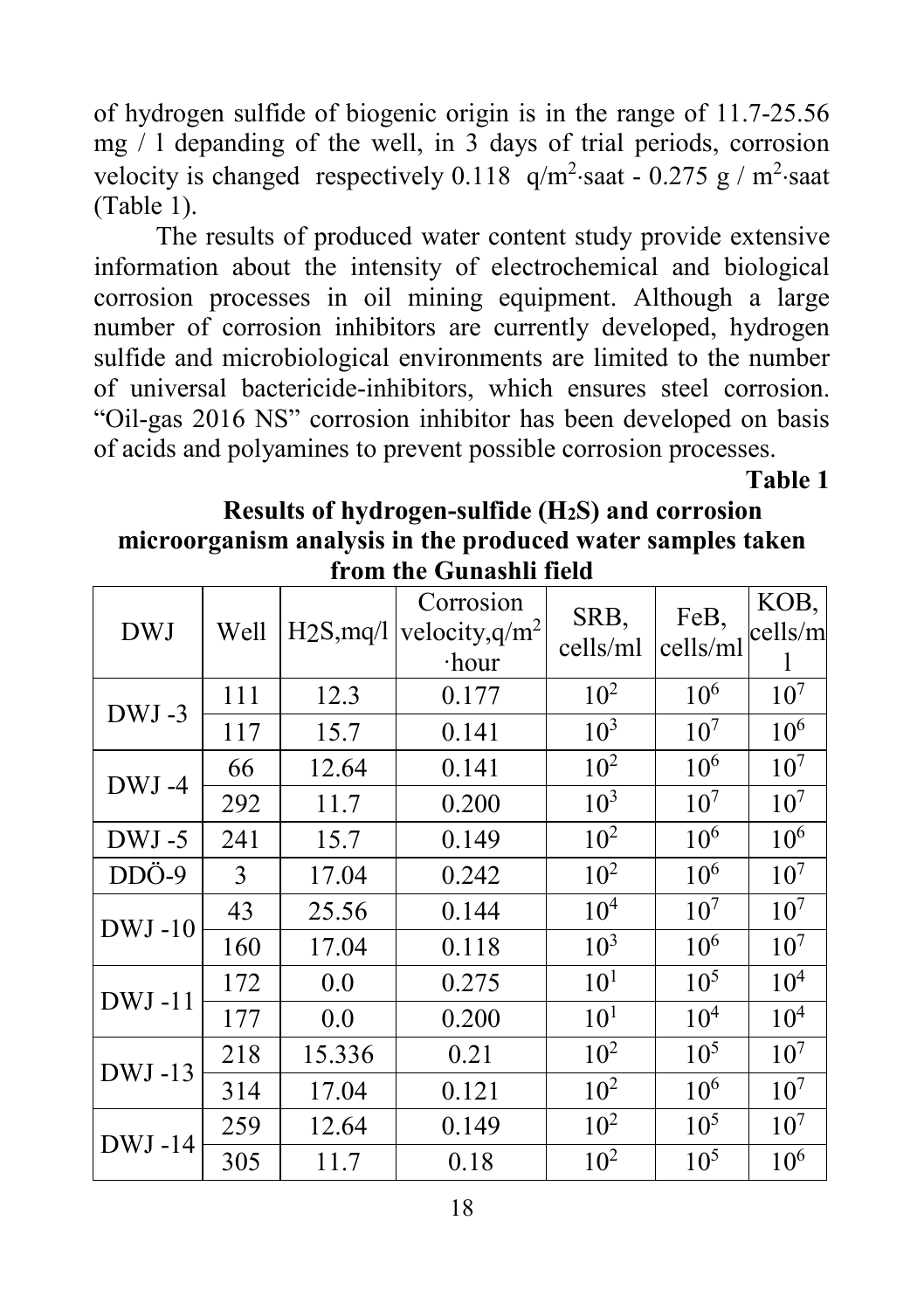of hydrogen sulfide of biogenic origin is in the range of 11.7-25.56 mg / l depanding of the well, in 3 days of trial periods, corrosion velocity is changed respectively 0.118 $q/m^2 \cdot saat$ - 0.275 $g / m^2 \cdot saat$ (Table 1).

The results of produced water content study provide extensive information about the intensity of electrochemical and biological corrosion processes in oil mining equipment. Although a large number of corrosion inhibitors are currently developed, hydrogen sulfide and microbiological environments are limited to the number of universal bactericide-inhibitors, which ensures steel corrosion. “Oil-gas 2016 NS” corrosion inhibitor has been developed on basis of acids and polyamines to prevent possible corrosion processes.

**Table 1**

**Results of hydrogen-sulfide ($H_2S$) and corrosion microorganism analysis in the produced water samples taken from the Gunashli field**

| DWJ | Well | $H_2S$,mq/l | Corrosion velocity,$q/m^2 \cdot hour$ | SRB, cells/ml | FeB, cells/ml | KOB, cells/ml |
|---|---|---|---|---|---|---|
| DWJ -3 | 111 | 12.3 | 0.177 | $10^2$ | $10^6$ | $10^7$ |
| | 117 | 15.7 | 0.141 | $10^3$ | $10^7$ | $10^6$ |
| DWJ -4 | 66 | 12.64 | 0.141 | $10^2$ | $10^6$ | $10^7$ |
| | 292 | 11.7 | 0.200 | $10^3$ | $10^7$ | $10^7$ |
| DWJ -5 | 241 | 15.7 | 0.149 | $10^2$ | $10^6$ | $10^6$ |
| DDÖ-9 | 3 | 17.04 | 0.242 | $10^2$ | $10^6$ | $10^7$ |
| DWJ -10 | 43 | 25.56 | 0.144 | $10^4$ | $10^7$ | $10^7$ |
| | 160 | 17.04 | 0.118 | $10^3$ | $10^6$ | $10^7$ |
| DWJ -11 | 172 | 0.0 | 0.275 | $10^1$ | $10^5$ | $10^4$ |
| | 177 | 0.0 | 0.200 | $10^1$ | $10^4$ | $10^4$ |
| DWJ -13 | 218 | 15.336 | 0.21 | $10^2$ | $10^5$ | $10^7$ |
| | 314 | 17.04 | 0.121 | $10^2$ | $10^6$ | $10^7$ |
| DWJ -14 | 259 | 12.64 | 0.149 | $10^2$ | $10^5$ | $10^7$ |
| | 305 | 11.7 | 0.18 | $10^2$ | $10^5$ | $10^6$ |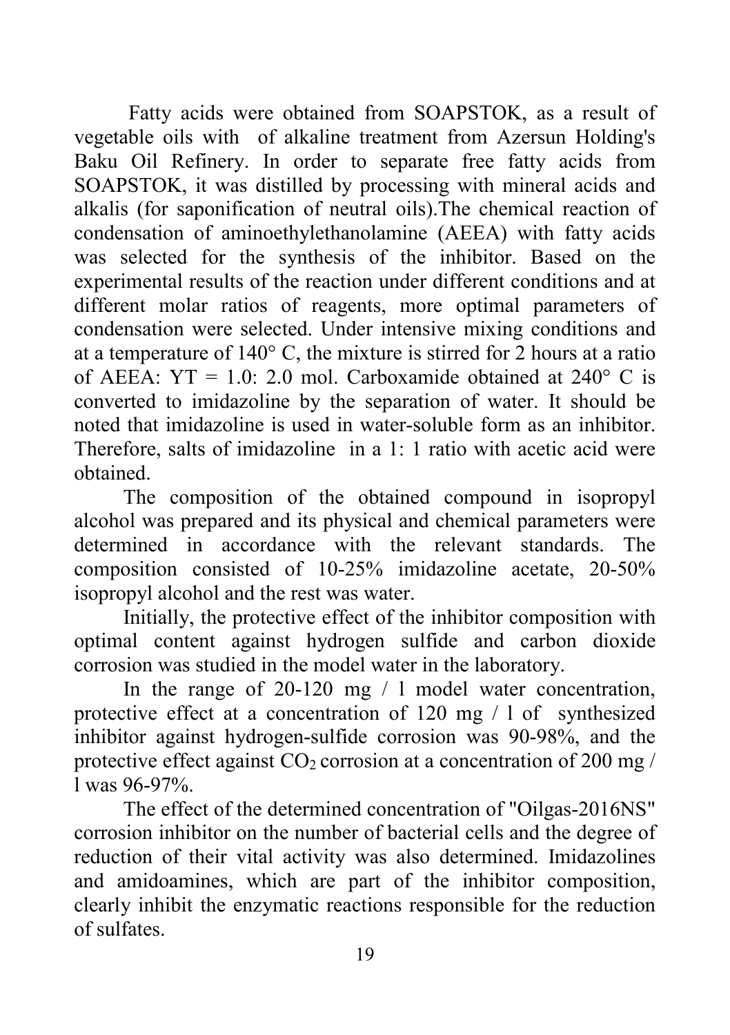Fatty acids were obtained from SOAPSTOK, as a result of vegetable oils with of alkaline treatment from Azersun Holding's Baku Oil Refinery. In order to separate free fatty acids from SOAPSTOK, it was distilled by processing with mineral acids and alkalis (for saponification of neutral oils).The chemical reaction of condensation of aminoethylethanolamine (AEEA) with fatty acids was selected for the synthesis of the inhibitor. Based on the experimental results of the reaction under different conditions and at different molar ratios of reagents, more optimal parameters of condensation were selected. Under intensive mixing conditions and at a temperature of 140° C, the mixture is stirred for 2 hours at a ratio of AEEA: YT = 1.0: 2.0 mol. Carboxamide obtained at 240° C is converted to imidazoline by the separation of water. It should be noted that imidazoline is used in water-soluble form as an inhibitor. Therefore, salts of imidazoline in a 1: 1 ratio with acetic acid were obtained.

The composition of the obtained compound in isopropyl alcohol was prepared and its physical and chemical parameters were determined in accordance with the relevant standards. The composition consisted of 10-25% imidazoline acetate, 20-50% isopropyl alcohol and the rest was water.

Initially, the protective effect of the inhibitor composition with optimal content against hydrogen sulfide and carbon dioxide corrosion was studied in the model water in the laboratory.

In the range of 20-120 mg / l model water concentration, protective effect at a concentration of 120 mg / l of synthesized inhibitor against hydrogen-sulfide corrosion was 90-98%, and the protective effect against $CO_2$ corrosion at a concentration of 200 mg / l was 96-97%.

The effect of the determined concentration of "Oilgas-2016NS" corrosion inhibitor on the number of bacterial cells and the degree of reduction of their vital activity was also determined. Imidazolines and amidoamines, which are part of the inhibitor composition, clearly inhibit the enzymatic reactions responsible for the reduction of sulfates.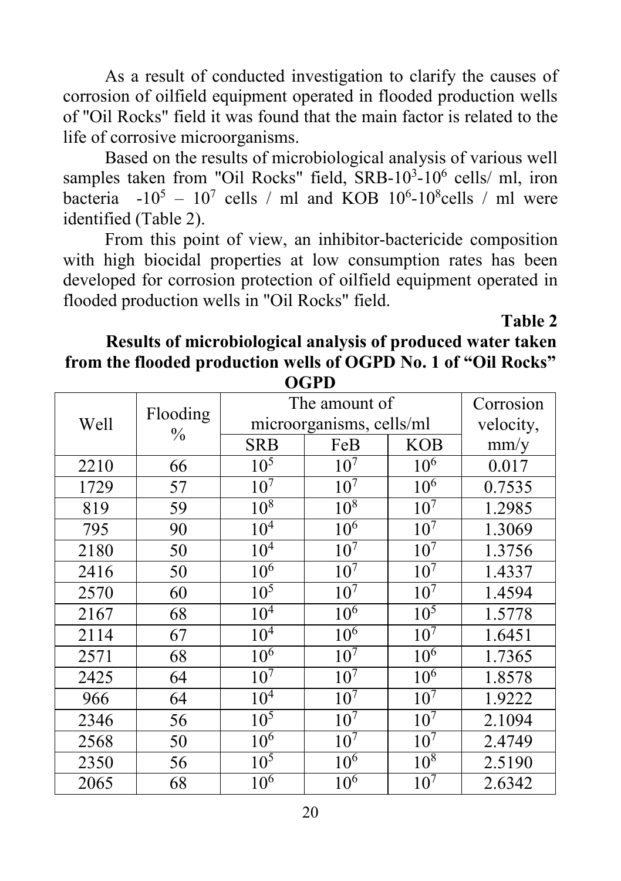As a result of conducted investigation to clarify the causes of corrosion of oilfield equipment operated in flooded production wells of "Oil Rocks" field it was found that the main factor is related to the life of corrosive microorganisms.

Based on the results of microbiological analysis of various well samples taken from "Oil Rocks" field, SRB-$10^3$-$10^6$ cells/ ml, iron bacteria -$10^5$ – $10^7$ cells / ml and KOB $10^6$-$10^8$cells / ml were identified (Table 2).

From this point of view, an inhibitor-bactericide composition with high biocidal properties at low consumption rates has been developed for corrosion protection of oilfield equipment operated in flooded production wells in "Oil Rocks" field.

**Table 2**

**Results of microbiological analysis of produced water taken from the flooded production wells of OGPD No. 1 of "Oil Rocks" OGPD**

| Well | Flooding % | The amount of microorganisms, cells/ml | | | Corrosion velocity, mm/y |
|---|---|---|---|---|---|
| | | SRB | FeB | KOB | |
| 2210 | 66 | $10^5$ | $10^7$ | $10^6$ | 0.017 |
| 1729 | 57 | $10^7$ | $10^7$ | $10^6$ | 0.7535 |
| 819 | 59 | $10^8$ | $10^8$ | $10^7$ | 1.2985 |
| 795 | 90 | $10^4$ | $10^6$ | $10^7$ | 1.3069 |
| 2180 | 50 | $10^4$ | $10^7$ | $10^7$ | 1.3756 |
| 2416 | 50 | $10^6$ | $10^7$ | $10^7$ | 1.4337 |
| 2570 | 60 | $10^5$ | $10^7$ | $10^7$ | 1.4594 |
| 2167 | 68 | $10^4$ | $10^6$ | $10^5$ | 1.5778 |
| 2114 | 67 | $10^4$ | $10^6$ | $10^7$ | 1.6451 |
| 2571 | 68 | $10^6$ | $10^7$ | $10^6$ | 1.7365 |
| 2425 | 64 | $10^7$ | $10^7$ | $10^6$ | 1.8578 |
| 966 | 64 | $10^4$ | $10^7$ | $10^7$ | 1.9222 |
| 2346 | 56 | $10^5$ | $10^7$ | $10^7$ | 2.1094 |
| 2568 | 50 | $10^6$ | $10^7$ | $10^7$ | 2.4749 |
| 2350 | 56 | $10^5$ | $10^6$ | $10^8$ | 2.5190 |
| 2065 | 68 | $10^6$ | $10^6$ | $10^7$ | 2.6342 |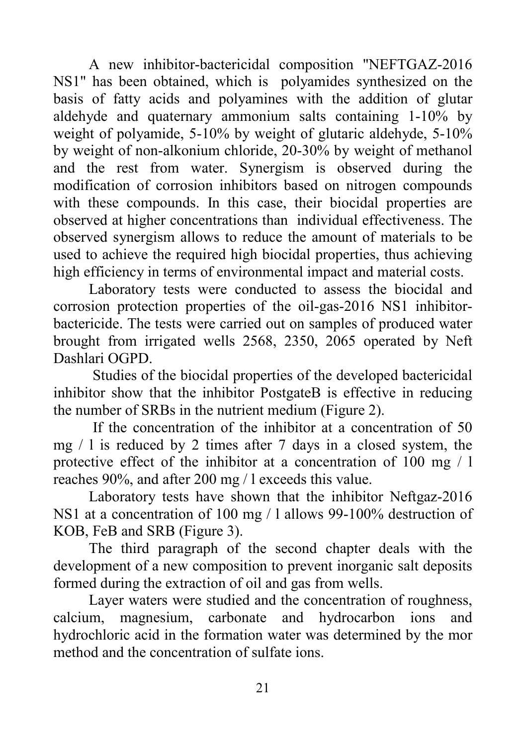A new inhibitor-bactericidal composition "NEFTGAZ-2016 NS1" has been obtained, which is polyamides synthesized on the basis of fatty acids and polyamines with the addition of glutar aldehyde and quaternary ammonium salts containing 1-10% by weight of polyamide, 5-10% by weight of glutaric aldehyde, 5-10% by weight of non-alkonium chloride, 20-30% by weight of methanol and the rest from water. Synergism is observed during the modification of corrosion inhibitors based on nitrogen compounds with these compounds. In this case, their biocidal properties are observed at higher concentrations than individual effectiveness. The observed synergism allows to reduce the amount of materials to be used to achieve the required high biocidal properties, thus achieving high efficiency in terms of environmental impact and material costs.

Laboratory tests were conducted to assess the biocidal and corrosion protection properties of the oil-gas-2016 NS1 inhibitor-bactericide. The tests were carried out on samples of produced water brought from irrigated wells 2568, 2350, 2065 operated by Neft Dashlari OGPD.

Studies of the biocidal properties of the developed bactericidal inhibitor show that the inhibitor PostgateB is effective in reducing the number of SRBs in the nutrient medium (Figure 2).

If the concentration of the inhibitor at a concentration of 50 mg / l is reduced by 2 times after 7 days in a closed system, the protective effect of the inhibitor at a concentration of 100 mg / l reaches 90%, and after 200 mg / l exceeds this value.

Laboratory tests have shown that the inhibitor Neftgaz-2016 NS1 at a concentration of 100 mg / l allows 99-100% destruction of KOB, FeB and SRB (Figure 3).

The third paragraph of the second chapter deals with the development of a new composition to prevent inorganic salt deposits formed during the extraction of oil and gas from wells.

Layer waters were studied and the concentration of roughness, calcium, magnesium, carbonate and hydrocarbon ions and hydrochloric acid in the formation water was determined by the mor method and the concentration of sulfate ions.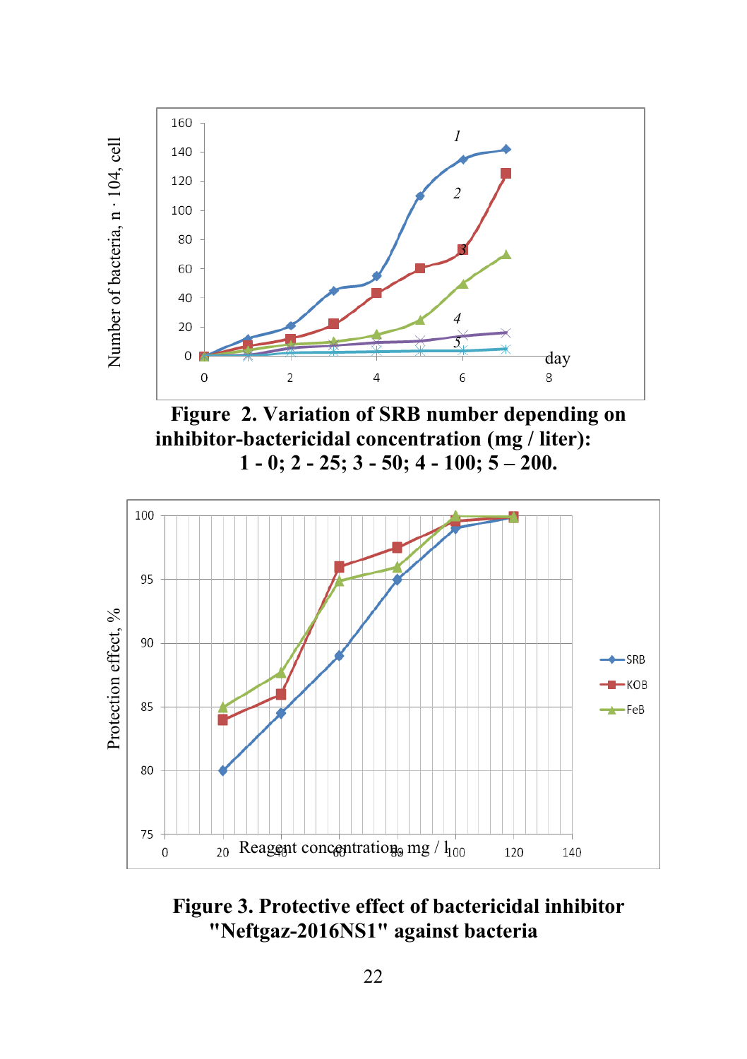**Figure 2. Variation of SRB number depending on inhibitor-bactericidal concentration (mg / liter): 1 - 0; 2 - 25; 3 - 50; 4 - 100; 5 – 200.**

**Figure 3. Protective effect of bactericidal inhibitor "Neftgaz-2016NS1" against bacteria**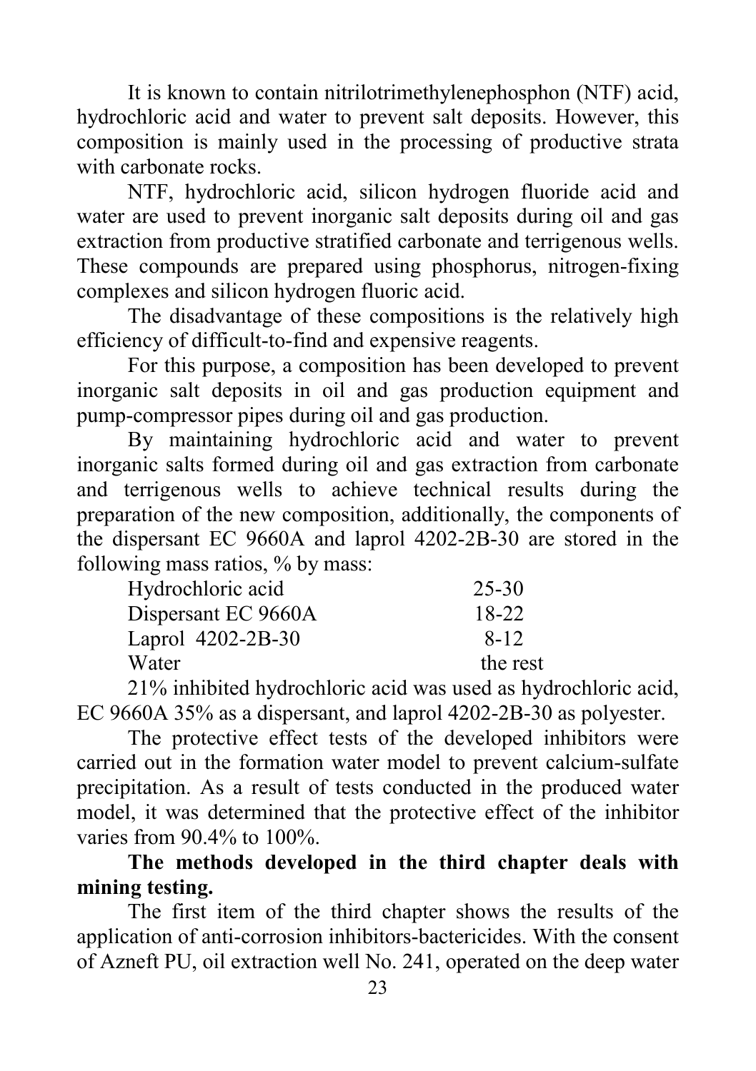It is known to contain nitrilotrimethylenephosphon (NTF) acid, hydrochloric acid and water to prevent salt deposits. However, this composition is mainly used in the processing of productive strata with carbonate rocks.

NTF, hydrochloric acid, silicon hydrogen fluoride acid and water are used to prevent inorganic salt deposits during oil and gas extraction from productive stratified carbonate and terrigenous wells. These compounds are prepared using phosphorus, nitrogen-fixing complexes and silicon hydrogen fluoric acid.

The disadvantage of these compositions is the relatively high efficiency of difficult-to-find and expensive reagents.

For this purpose, a composition has been developed to prevent inorganic salt deposits in oil and gas production equipment and pump-compressor pipes during oil and gas production.

By maintaining hydrochloric acid and water to prevent inorganic salts formed during oil and gas extraction from carbonate and terrigenous wells to achieve technical results during the preparation of the new composition, additionally, the components of the dispersant EC 9660A and laprol 4202-2B-30 are stored in the following mass ratios, % by mass:

| | |
|---|---|
| Hydrochloric acid | 25-30 |
| Dispersant EC 9660A | 18-22 |
| Laprol 4202-2B-30 | 8-12 |
| Water | the rest |

21% inhibited hydrochloric acid was used as hydrochloric acid, EC 9660A 35% as a dispersant, and laprol 4202-2B-30 as polyester.

The protective effect tests of the developed inhibitors were carried out in the formation water model to prevent calcium-sulfate precipitation. As a result of tests conducted in the produced water model, it was determined that the protective effect of the inhibitor varies from 90.4% to 100%.

**The methods developed in the third chapter deals with mining testing.**

The first item of the third chapter shows the results of the application of anti-corrosion inhibitors-bactericides. With the consent of Azneft PU, oil extraction well No. 241, operated on the deep water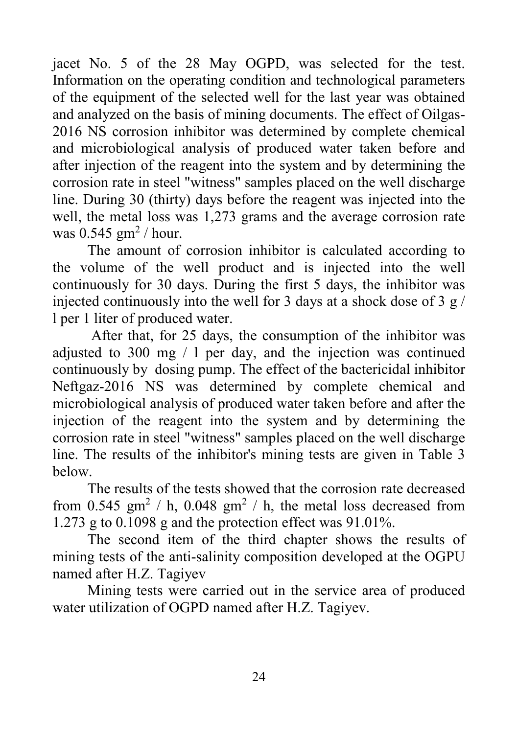jacet No. 5 of the 28 May OGPD, was selected for the test. Information on the operating condition and technological parameters of the equipment of the selected well for the last year was obtained and analyzed on the basis of mining documents. The effect of Oilgas-2016 NS corrosion inhibitor was determined by complete chemical and microbiological analysis of produced water taken before and after injection of the reagent into the system and by determining the corrosion rate in steel "witness" samples placed on the well discharge line. During 30 (thirty) days before the reagent was injected into the well, the metal loss was 1,273 grams and the average corrosion rate was 0.545 $gm^2$ / hour.

The amount of corrosion inhibitor is calculated according to the volume of the well product and is injected into the well continuously for 30 days. During the first 5 days, the inhibitor was injected continuously into the well for 3 days at a shock dose of 3 g / l per 1 liter of produced water.

After that, for 25 days, the consumption of the inhibitor was adjusted to 300 mg / l per day, and the injection was continued continuously by dosing pump. The effect of the bactericidal inhibitor Neftgaz-2016 NS was determined by complete chemical and microbiological analysis of produced water taken before and after the injection of the reagent into the system and by determining the corrosion rate in steel "witness" samples placed on the well discharge line. The results of the inhibitor's mining tests are given in Table 3 below.

The results of the tests showed that the corrosion rate decreased from 0.545 $gm^2$ / h, 0.048 $gm^2$ / h, the metal loss decreased from 1.273 g to 0.1098 g and the protection effect was 91.01%.

The second item of the third chapter shows the results of mining tests of the anti-salinity composition developed at the OGPU named after H.Z. Tagiyev

Mining tests were carried out in the service area of produced water utilization of OGPD named after H.Z. Tagiyev.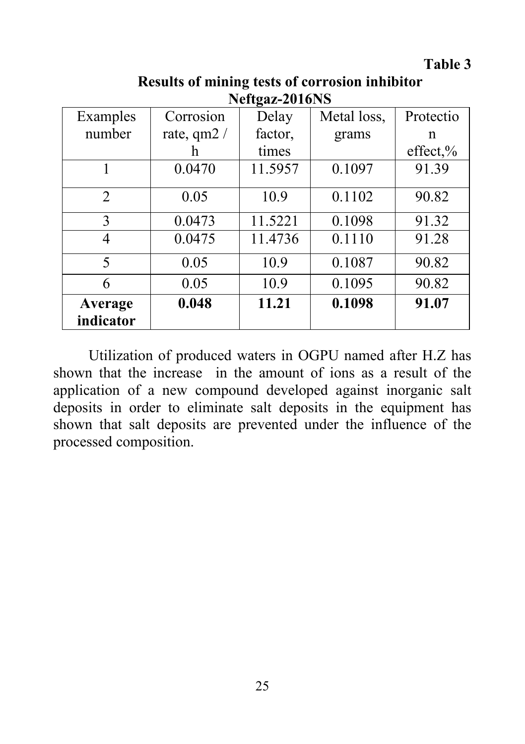**Table 3**

**Results of mining tests of corrosion inhibitor Neftgaz-2016NS**

| Examples number | Corrosion rate, qm2 / h | Delay factor, times | Metal loss, grams | Protection effect,% |
|---|---|---|---|---|
| 1 | 0.0470 | 11.5957 | 0.1097 | 91.39 |
| 2 | 0.05 | 10.9 | 0.1102 | 90.82 |
| 3 | 0.0473 | 11.5221 | 0.1098 | 91.32 |
| 4 | 0.0475 | 11.4736 | 0.1110 | 91.28 |
| 5 | 0.05 | 10.9 | 0.1087 | 90.82 |
| 6 | 0.05 | 10.9 | 0.1095 | 90.82 |
| **Average indicator** | **0.048** | **11.21** | **0.1098** | **91.07** |

Utilization of produced waters in OGPU named after H.Z has shown that the increase in the amount of ions as a result of the application of a new compound developed against inorganic salt deposits in order to eliminate salt deposits in the equipment has shown that salt deposits are prevented under the influence of the processed composition.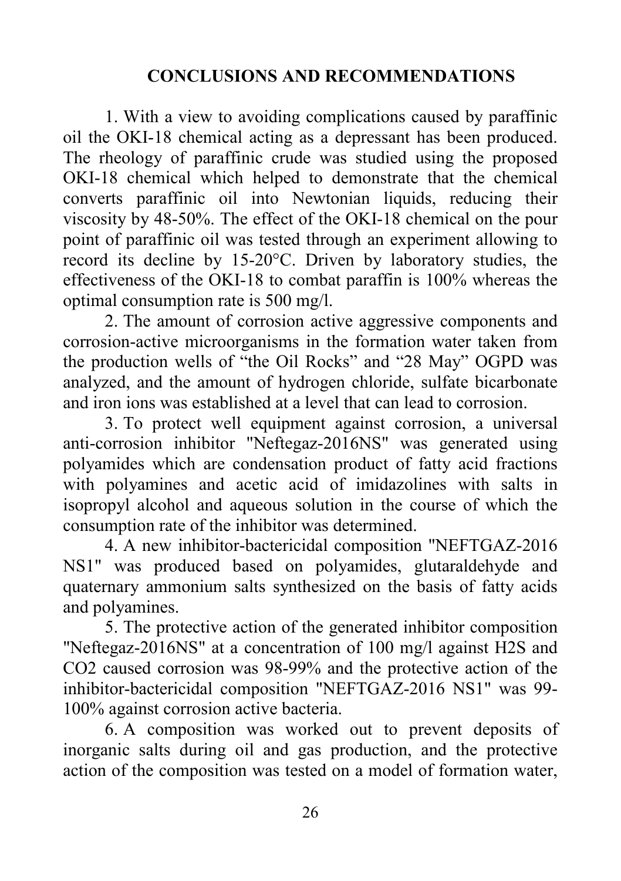## CONCLUSIONS AND RECOMMENDATIONS

1. With a view to avoiding complications caused by paraffinic oil the OKI-18 chemical acting as a depressant has been produced. The rheology of paraffinic crude was studied using the proposed OKI-18 chemical which helped to demonstrate that the chemical converts paraffinic oil into Newtonian liquids, reducing their viscosity by 48-50%. The effect of the OKI-18 chemical on the pour point of paraffinic oil was tested through an experiment allowing to record its decline by 15-20°C. Driven by laboratory studies, the effectiveness of the OKI-18 to combat paraffin is 100% whereas the optimal consumption rate is 500 mg/l.

2. The amount of corrosion active aggressive components and corrosion-active microorganisms in the formation water taken from the production wells of "the Oil Rocks" and "28 May" OGPD was analyzed, and the amount of hydrogen chloride, sulfate bicarbonate and iron ions was established at a level that can lead to corrosion.

3. To protect well equipment against corrosion, a universal anti-corrosion inhibitor "Neftegaz-2016NS" was generated using polyamides which are condensation product of fatty acid fractions with polyamines and acetic acid of imidazolines with salts in isopropyl alcohol and aqueous solution in the course of which the consumption rate of the inhibitor was determined.

4. A new inhibitor-bactericidal composition "NEFTGAZ-2016 NS1" was produced based on polyamides, glutaraldehyde and quaternary ammonium salts synthesized on the basis of fatty acids and polyamines.

5. The protective action of the generated inhibitor composition "Neftegaz-2016NS" at a concentration of 100 mg/l against $H_2S$ and $CO_2$ caused corrosion was 98-99% and the protective action of the inhibitor-bactericidal composition "NEFTGAZ-2016 NS1" was 99-100% against corrosion active bacteria.

6. A composition was worked out to prevent deposits of inorganic salts during oil and gas production, and the protective action of the composition was tested on a model of formation water,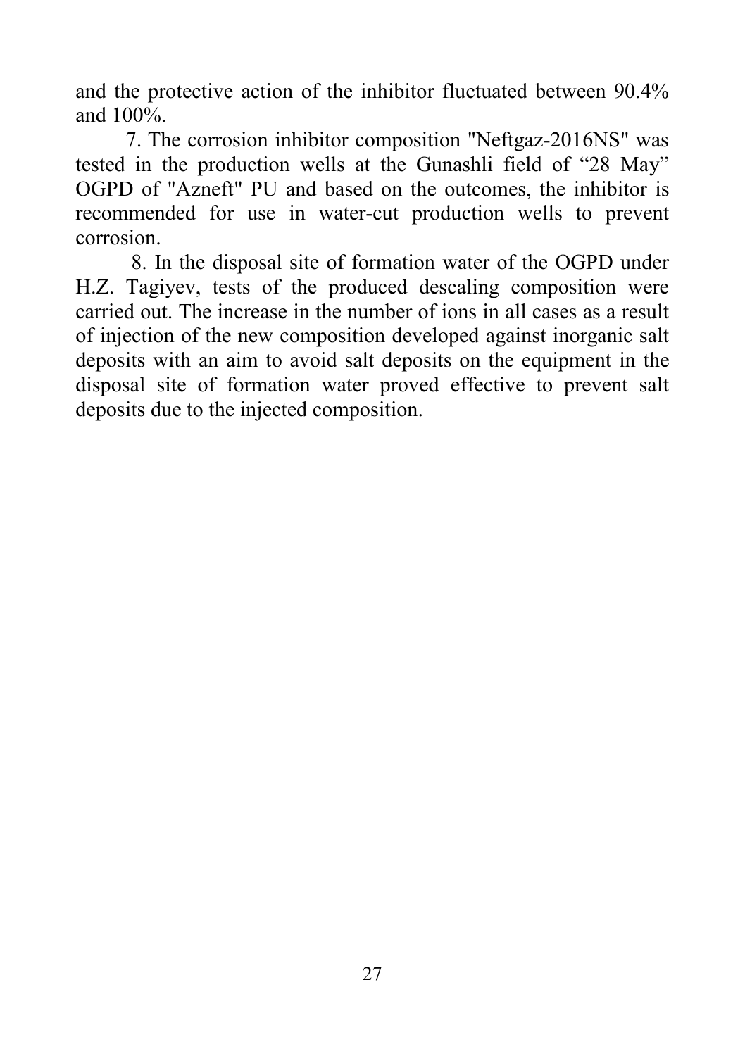and the protective action of the inhibitor fluctuated between 90.4% and 100%.

7. The corrosion inhibitor composition "Neftgaz-2016NS" was tested in the production wells at the Gunashli field of "28 May" OGPD of "Azneft" PU and based on the outcomes, the inhibitor is recommended for use in water-cut production wells to prevent corrosion.

8. In the disposal site of formation water of the OGPD under H.Z. Tagiyev, tests of the produced descaling composition were carried out. The increase in the number of ions in all cases as a result of injection of the new composition developed against inorganic salt deposits with an aim to avoid salt deposits on the equipment in the disposal site of formation water proved effective to prevent salt deposits due to the injected composition.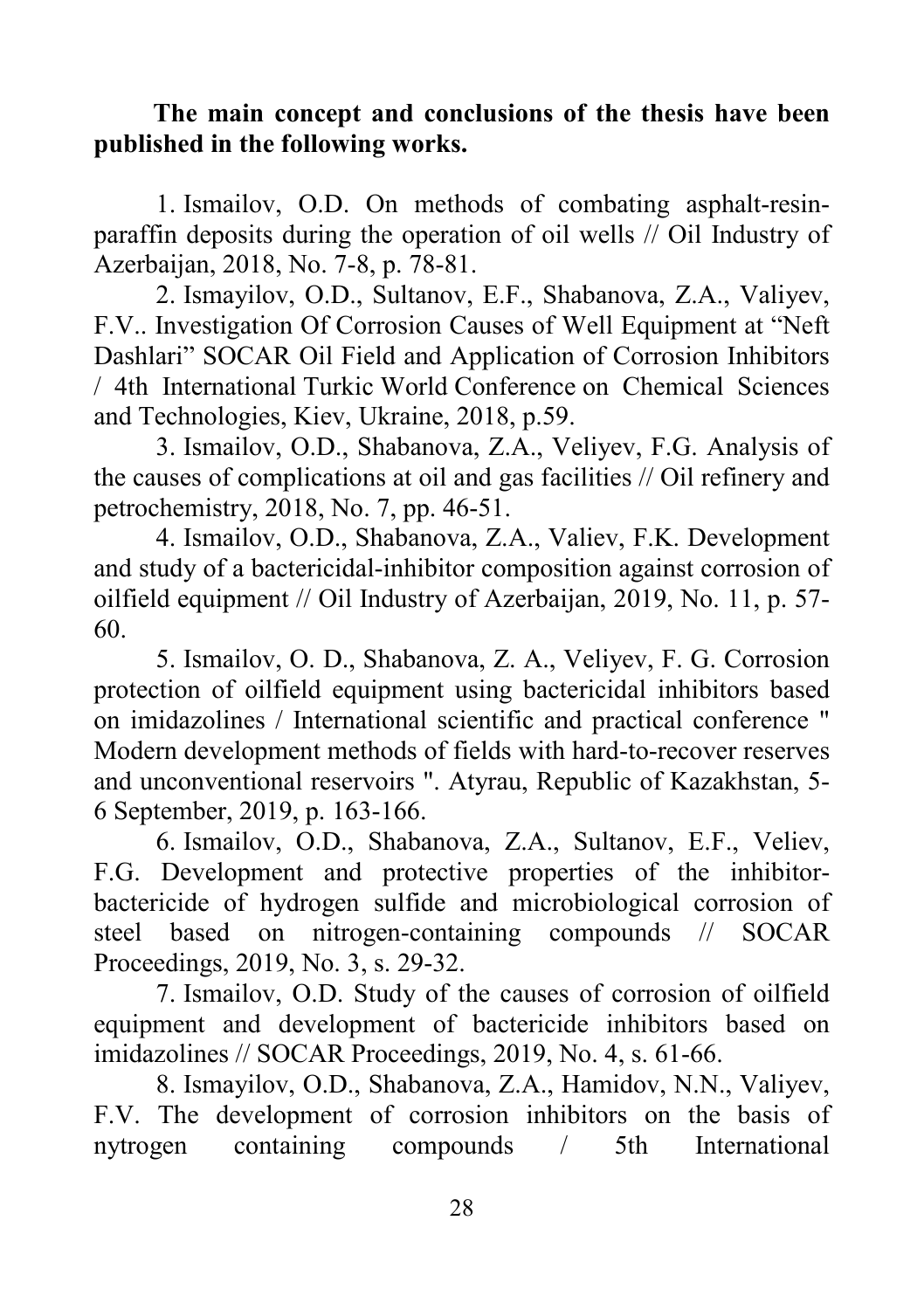**The main concept and conclusions of the thesis have been published in the following works.**

1. Ismailov, O.D. On methods of combating asphalt-resin-paraffin deposits during the operation of oil wells // Oil Industry of Azerbaijan, 2018, No. 7-8, p. 78-81.
2. Ismayilov, O.D., Sultanov, E.F., Shabanova, Z.A., Valiyev, F.V.. Investigation Of Corrosion Causes of Well Equipment at "Neft Dashlari" SOCAR Oil Field and Application of Corrosion Inhibitors / 4th International Turkic World Conference on Chemical Sciences and Technologies, Kiev, Ukraine, 2018, p.59.
3. Ismailov, O.D., Shabanova, Z.A., Veliyev, F.G. Analysis of the causes of complications at oil and gas facilities // Oil refinery and petrochemistry, 2018, No. 7, pp. 46-51.
4. Ismailov, O.D., Shabanova, Z.A., Valiev, F.K. Development and study of a bactericidal-inhibitor composition against corrosion of oilfield equipment // Oil Industry of Azerbaijan, 2019, No. 11, p. 57-60.
5. Ismailov, O. D., Shabanova, Z. A., Veliyev, F. G. Corrosion protection of oilfield equipment using bactericidal inhibitors based on imidazolines / International scientific and practical conference " Modern development methods of fields with hard-to-recover reserves and unconventional reservoirs ". Atyrau, Republic of Kazakhstan, 5-6 September, 2019, p. 163-166.
6. Ismailov, O.D., Shabanova, Z.A., Sultanov, E.F., Veliev, F.G. Development and protective properties of the inhibitor-bactericide of hydrogen sulfide and microbiological corrosion of steel based on nitrogen-containing compounds // SOCAR Proceedings, 2019, No. 3, s. 29-32.
7. Ismailov, O.D. Study of the causes of corrosion of oilfield equipment and development of bactericide inhibitors based on imidazolines // SOCAR Proceedings, 2019, No. 4, s. 61-66.
8. Ismayilov, O.D., Shabanova, Z.A., Hamidov, N.N., Valiyev, F.V. The development of corrosion inhibitors on the basis of nytrogen containing compounds / 5th International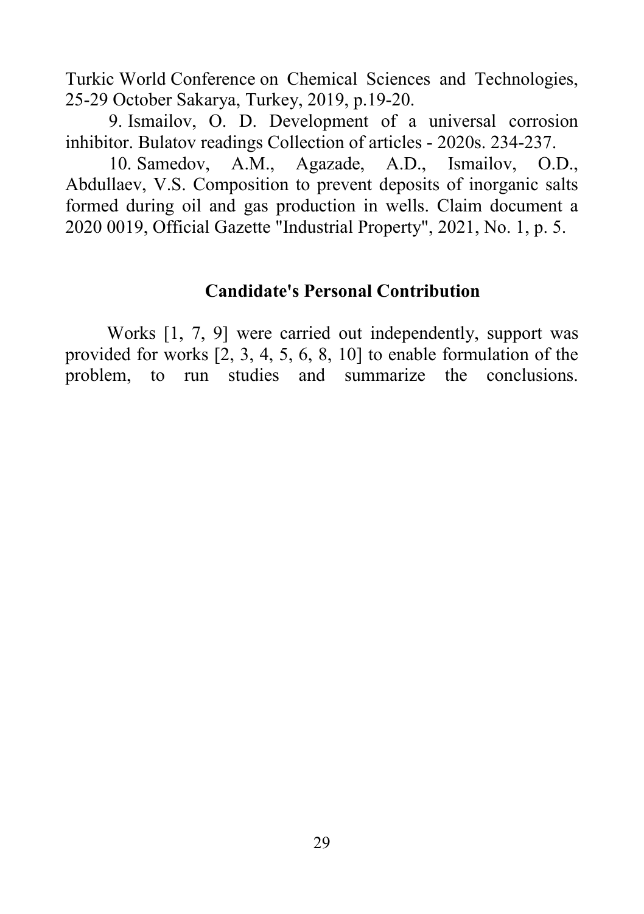Turkic World Conference on Chemical Sciences and Technologies, 25-29 October Sakarya, Turkey, 2019, p.19-20.

9. Ismailov, O. D. Development of a universal corrosion inhibitor. Bulatov readings Collection of articles - 2020s. 234-237.

10. Samedov, A.M., Agazade, A.D., Ismailov, O.D., Abdullaev, V.S. Composition to prevent deposits of inorganic salts formed during oil and gas production in wells. Claim document a 2020 0019, Official Gazette "Industrial Property", 2021, No. 1, p. 5.

## Candidate's Personal Contribution

Works [1, 7, 9] were carried out independently, support was provided for works [2, 3, 4, 5, 6, 8, 10] to enable formulation of the problem, to run studies and summarize the conclusions.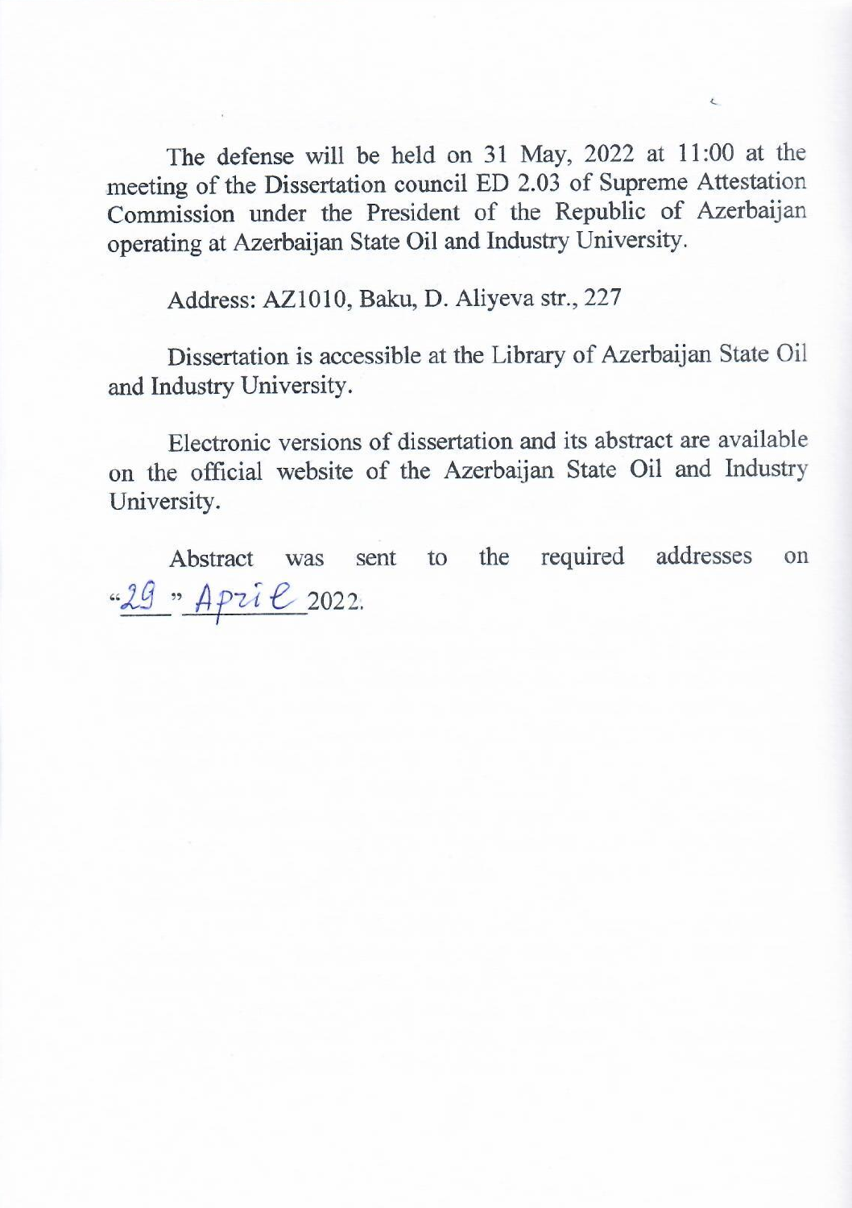The defense will be held on 31 May, 2022 at 11:00 at the meeting of the Dissertation council ED 2.03 of Supreme Attestation Commission under the President of the Republic of Azerbaijan operating at Azerbaijan State Oil and Industry University.

Address: AZ1010, Baku, D. Aliyeva str., 227

Dissertation is accessible at the Library of Azerbaijan State Oil and Industry University.

Electronic versions of dissertation and its abstract are available on the official website of the Azerbaijan State Oil and Industry University.

Abstract was sent to the required addresses on "29" April 2022.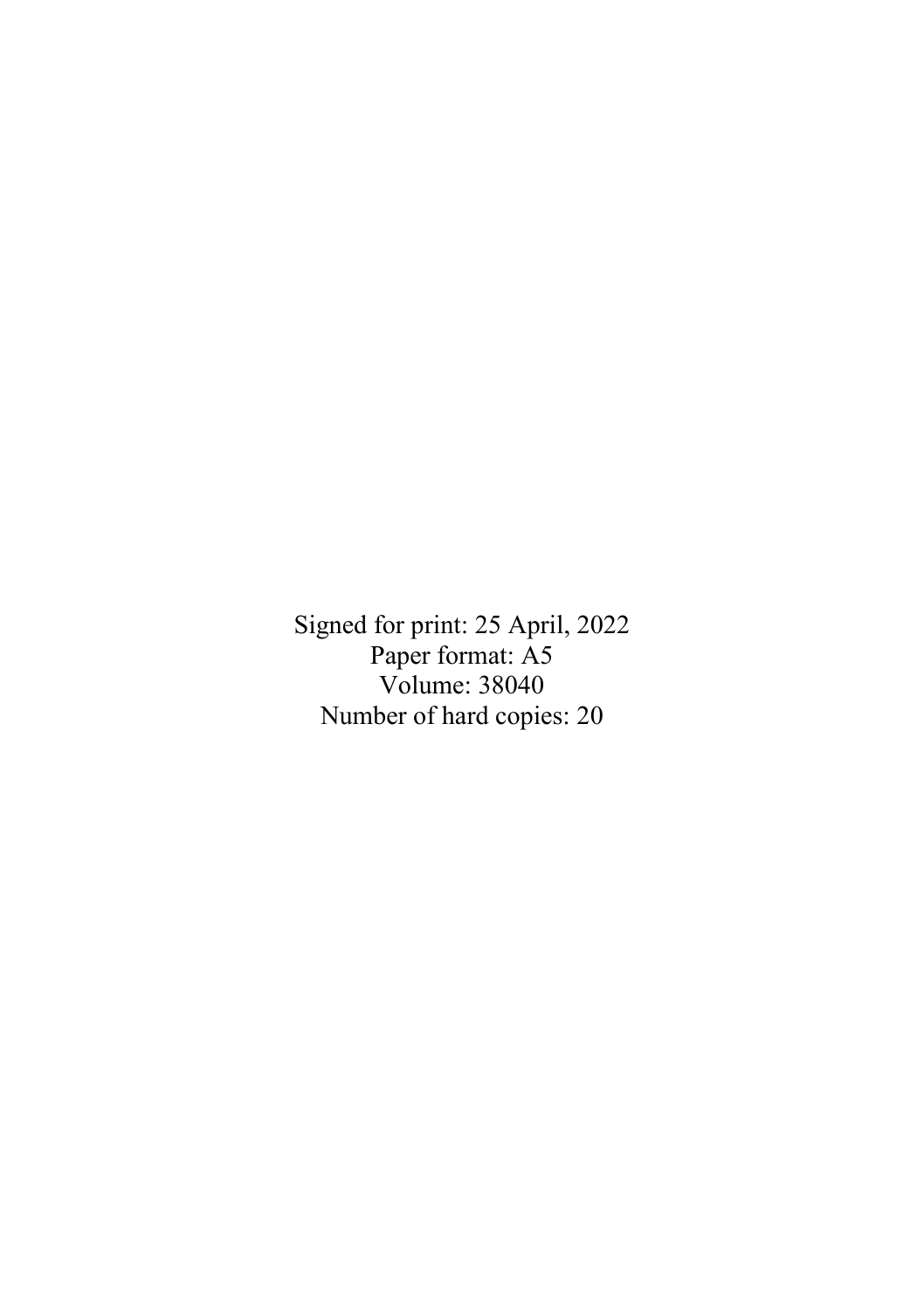Signed for print: 25 April, 2022
Paper format: A5
Volume: 38040
Number of hard copies: 20